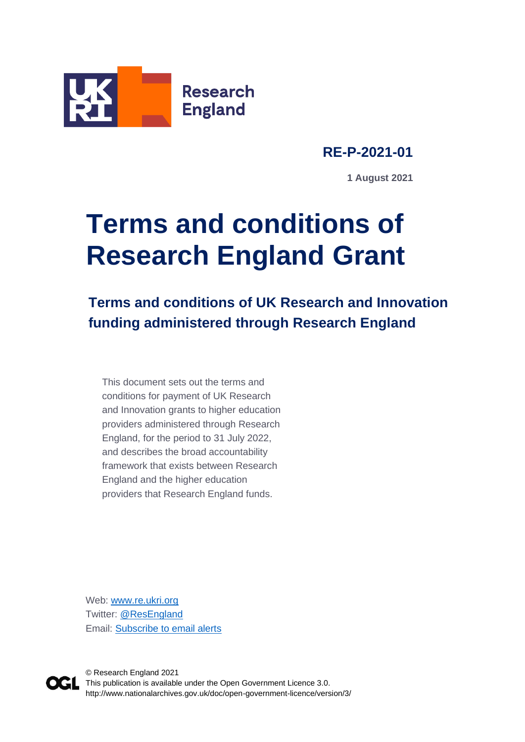Research England

**RE-P-2021-01**

**1 August 2021**

# Terms and conditions of Research England Grant

## Terms and conditions of UK Research and Innovation funding administered through Research England

This document sets out the terms and conditions for payment of UK Research and Innovation grants to higher education providers administered through Research England, for the period to 31 July 2022, and describes the broad accountability framework that exists between Research England and the higher education providers that Research England funds.

Web: [www.re.ukri.org](www.re.ukri.org)
Twitter: [@ResEngland](@ResEngland)
Email: Subscribe to email alerts

© Research England 2021
This publication is available under the Open Government Licence 3.0.
http://www.nationalarchives.gov.uk/doc/open-government-licence/version/3/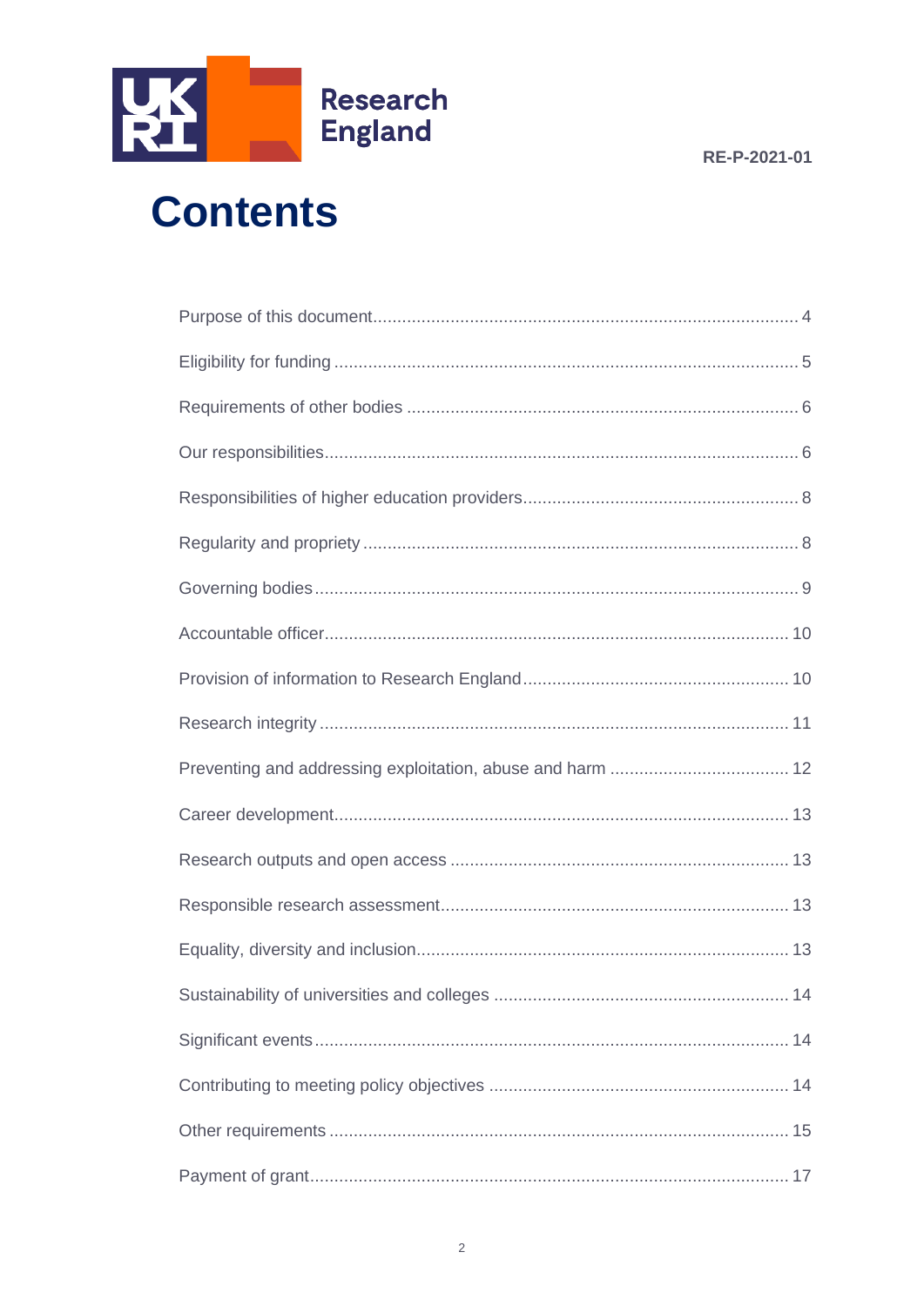RE-P-2021-01

# Contents

Purpose of this document .......... 4

Eligibility for funding .......... 5

Requirements of other bodies .......... 6

Our responsibilities .......... 6

Responsibilities of higher education providers .......... 8

Regularity and propriety .......... 8

Governing bodies .......... 9

Accountable officer .......... 10

Provision of information to Research England .......... 10

Research integrity .......... 11

Preventing and addressing exploitation, abuse and harm .......... 12

Career development .......... 13

Research outputs and open access .......... 13

Responsible research assessment .......... 13

Equality, diversity and inclusion .......... 13

Sustainability of universities and colleges .......... 14

Significant events .......... 14

Contributing to meeting policy objectives .......... 14

Other requirements .......... 15

Payment of grant .......... 17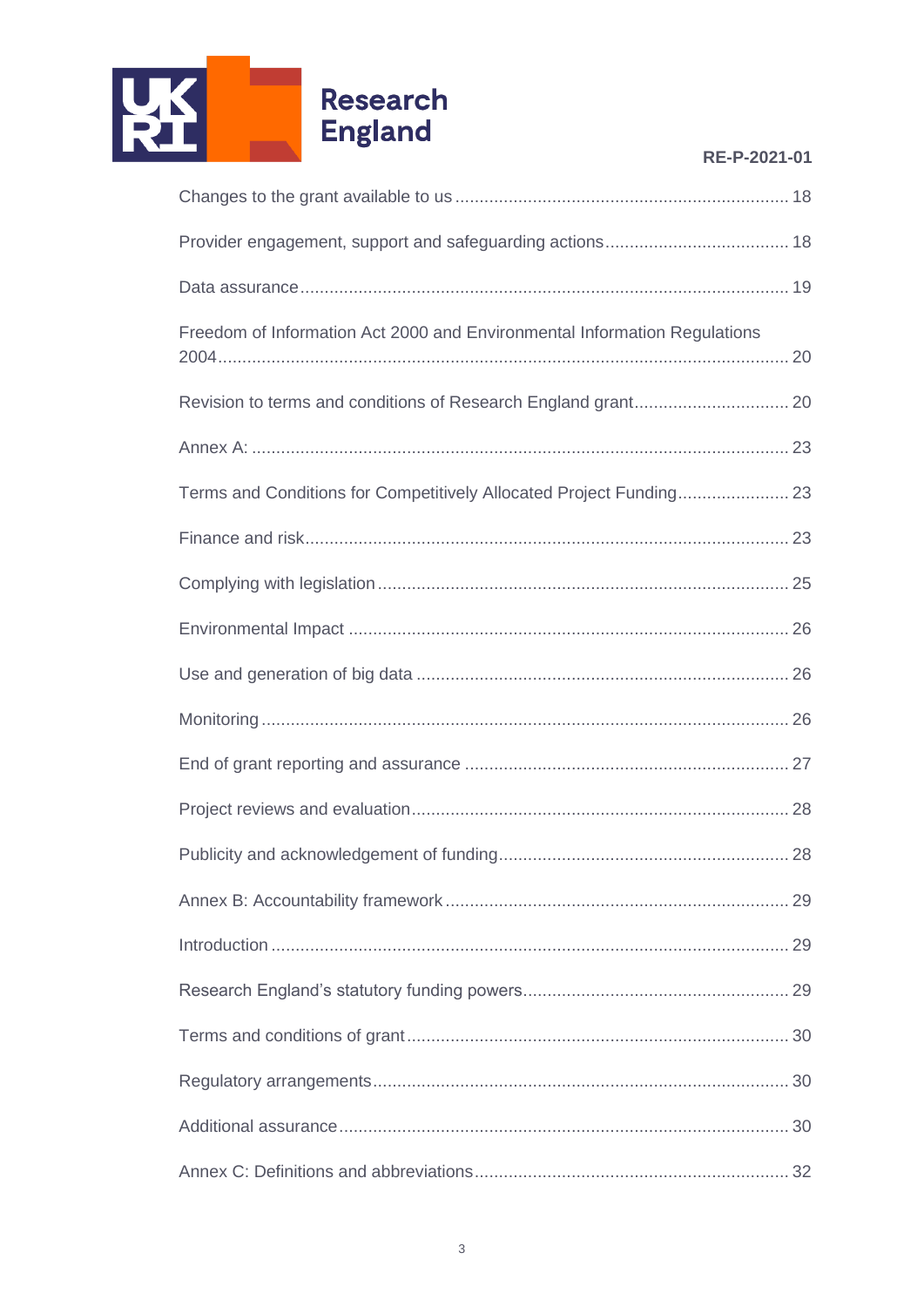Changes to the grant available to us .................................................................... 18

Provider engagement, support and safeguarding actions..................................... 18

Data assurance.................................................................................................... 19

Freedom of Information Act 2000 and Environmental Information Regulations 2004.................................................................................................................... 20

Revision to terms and conditions of Research England grant............................... 20

Annex A: ............................................................................................................. 23

Terms and Conditions for Competitively Allocated Project Funding...................... 23

Finance and risk................................................................................................... 23

Complying with legislation.................................................................................... 25

Environmental Impact .......................................................................................... 26

Use and generation of big data ............................................................................ 26

Monitoring ........................................................................................................... 26

End of grant reporting and assurance .................................................................. 27

Project reviews and evaluation............................................................................. 28

Publicity and acknowledgement of funding........................................................... 28

Annex B: Accountability framework ...................................................................... 29

Introduction ......................................................................................................... 29

Research England's statutory funding powers...................................................... 29

Terms and conditions of grant.............................................................................. 30

Regulatory arrangements..................................................................................... 30

Additional assurance............................................................................................ 30

Annex C: Definitions and abbreviations................................................................ 32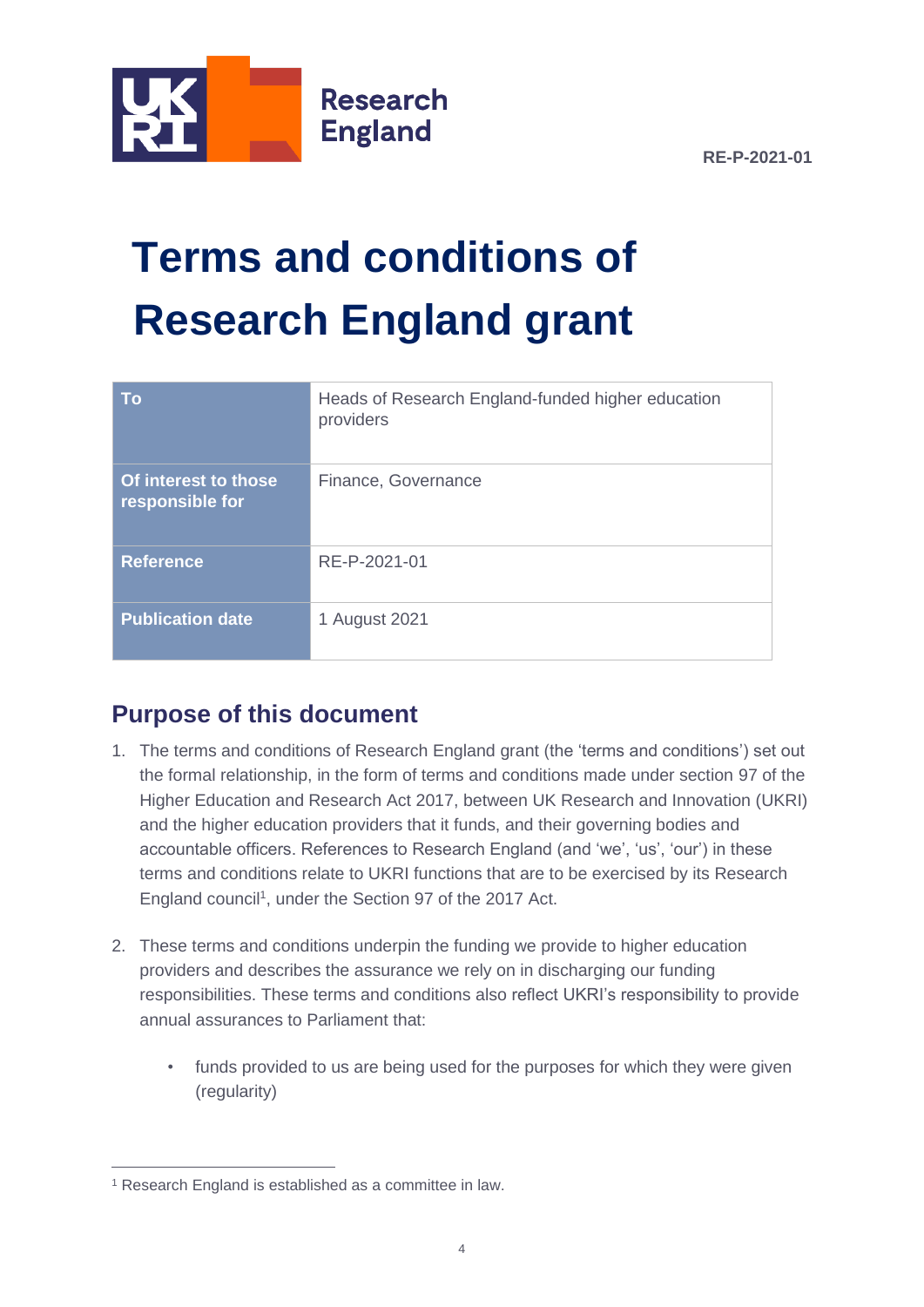RE-P-2021-01

# Terms and conditions of Research England grant

| To | Heads of Research England-funded higher education providers |
|---|---|
| Of interest to those responsible for | Finance, Governance |
| Reference | RE-P-2021-01 |
| Publication date | 1 August 2021 |

## Purpose of this document

1. The terms and conditions of Research England grant (the 'terms and conditions') set out the formal relationship, in the form of terms and conditions made under section 97 of the Higher Education and Research Act 2017, between UK Research and Innovation (UKRI) and the higher education providers that it funds, and their governing bodies and accountable officers. References to Research England (and 'we', 'us', 'our') in these terms and conditions relate to UKRI functions that are to be exercised by its Research England council[1], under the Section 97 of the 2017 Act.

2. These terms and conditions underpin the funding we provide to higher education providers and describes the assurance we rely on in discharging our funding responsibilities. These terms and conditions also reflect UKRI's responsibility to provide annual assurances to Parliament that:

    - funds provided to us are being used for the purposes for which they were given (regularity)

[1] Research England is established as a committee in law.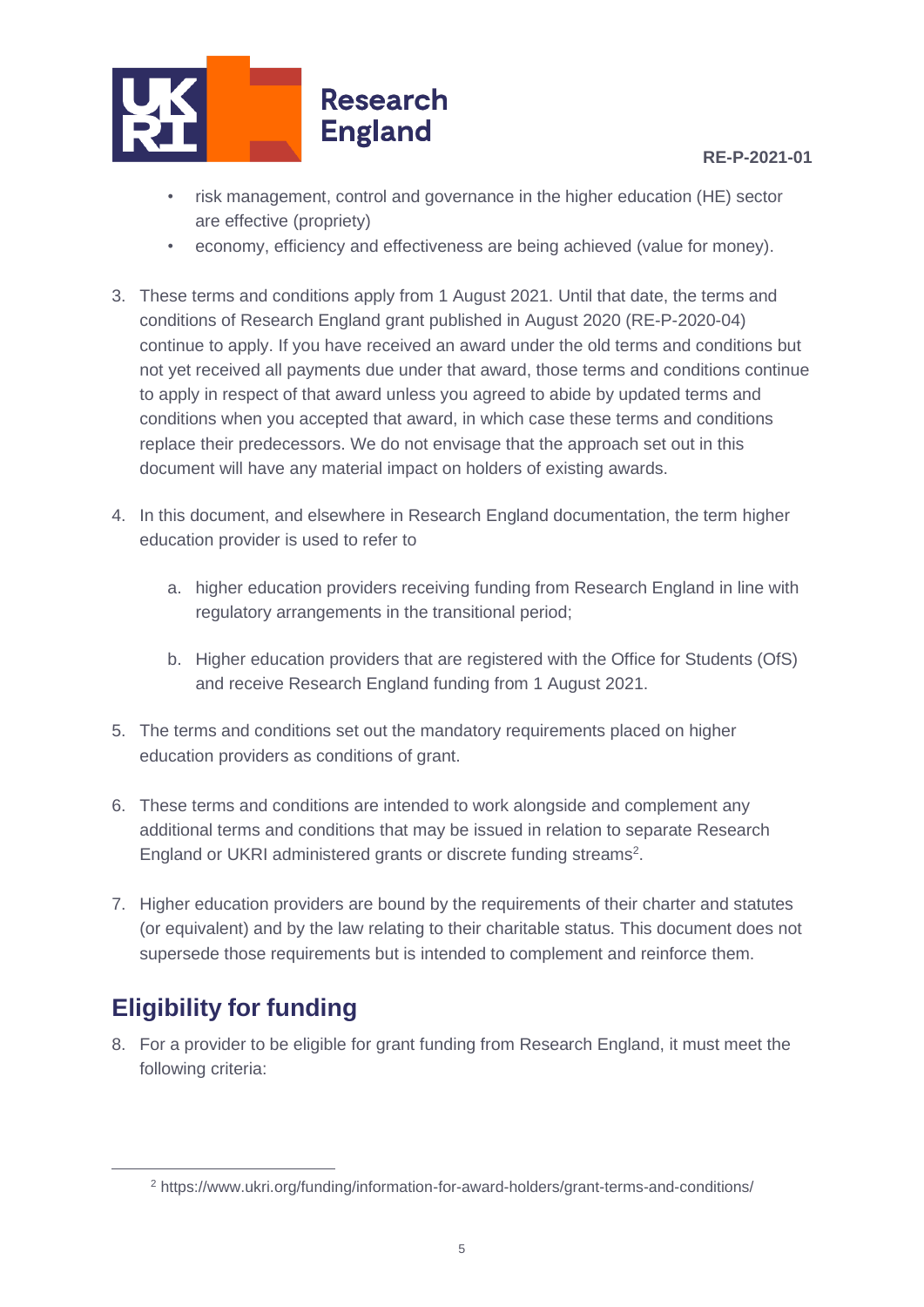- risk management, control and governance in the higher education (HE) sector are effective (propriety)
- economy, efficiency and effectiveness are being achieved (value for money).

3. These terms and conditions apply from 1 August 2021. Until that date, the terms and conditions of Research England grant published in August 2020 (RE-P-2020-04) continue to apply. If you have received an award under the old terms and conditions but not yet received all payments due under that award, those terms and conditions continue to apply in respect of that award unless you agreed to abide by updated terms and conditions when you accepted that award, in which case these terms and conditions replace their predecessors. We do not envisage that the approach set out in this document will have any material impact on holders of existing awards.

4. In this document, and elsewhere in Research England documentation, the term higher education provider is used to refer to

   a. higher education providers receiving funding from Research England in line with regulatory arrangements in the transitional period;

   b. Higher education providers that are registered with the Office for Students (OfS) and receive Research England funding from 1 August 2021.

5. The terms and conditions set out the mandatory requirements placed on higher education providers as conditions of grant.

6. These terms and conditions are intended to work alongside and complement any additional terms and conditions that may be issued in relation to separate Research England or UKRI administered grants or discrete funding streams[2].

7. Higher education providers are bound by the requirements of their charter and statutes (or equivalent) and by the law relating to their charitable status. This document does not supersede those requirements but is intended to complement and reinforce them.

## Eligibility for funding

8. For a provider to be eligible for grant funding from Research England, it must meet the following criteria:

[2] https://www.ukri.org/funding/information-for-award-holders/grant-terms-and-conditions/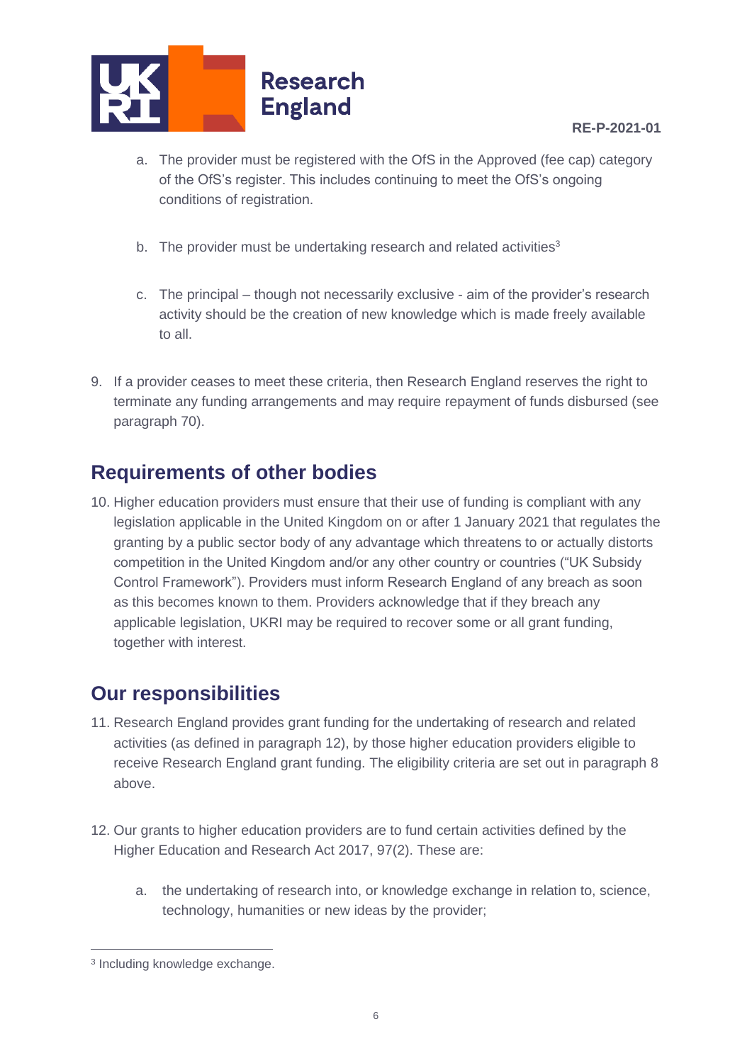a. The provider must be registered with the OfS in the Approved (fee cap) category of the OfS's register. This includes continuing to meet the OfS's ongoing conditions of registration.

b. The provider must be undertaking research and related activities[3]

c. The principal – though not necessarily exclusive - aim of the provider's research activity should be the creation of new knowledge which is made freely available to all.

9. If a provider ceases to meet these criteria, then Research England reserves the right to terminate any funding arrangements and may require repayment of funds disbursed (see paragraph 70).

## Requirements of other bodies

10. Higher education providers must ensure that their use of funding is compliant with any legislation applicable in the United Kingdom on or after 1 January 2021 that regulates the granting by a public sector body of any advantage which threatens to or actually distorts competition in the United Kingdom and/or any other country or countries ("UK Subsidy Control Framework"). Providers must inform Research England of any breach as soon as this becomes known to them. Providers acknowledge that if they breach any applicable legislation, UKRI may be required to recover some or all grant funding, together with interest.

## Our responsibilities

11. Research England provides grant funding for the undertaking of research and related activities (as defined in paragraph 12), by those higher education providers eligible to receive Research England grant funding. The eligibility criteria are set out in paragraph 8 above.

12. Our grants to higher education providers are to fund certain activities defined by the Higher Education and Research Act 2017, 97(2). These are:

    a. the undertaking of research into, or knowledge exchange in relation to, science, technology, humanities or new ideas by the provider;

[3] Including knowledge exchange.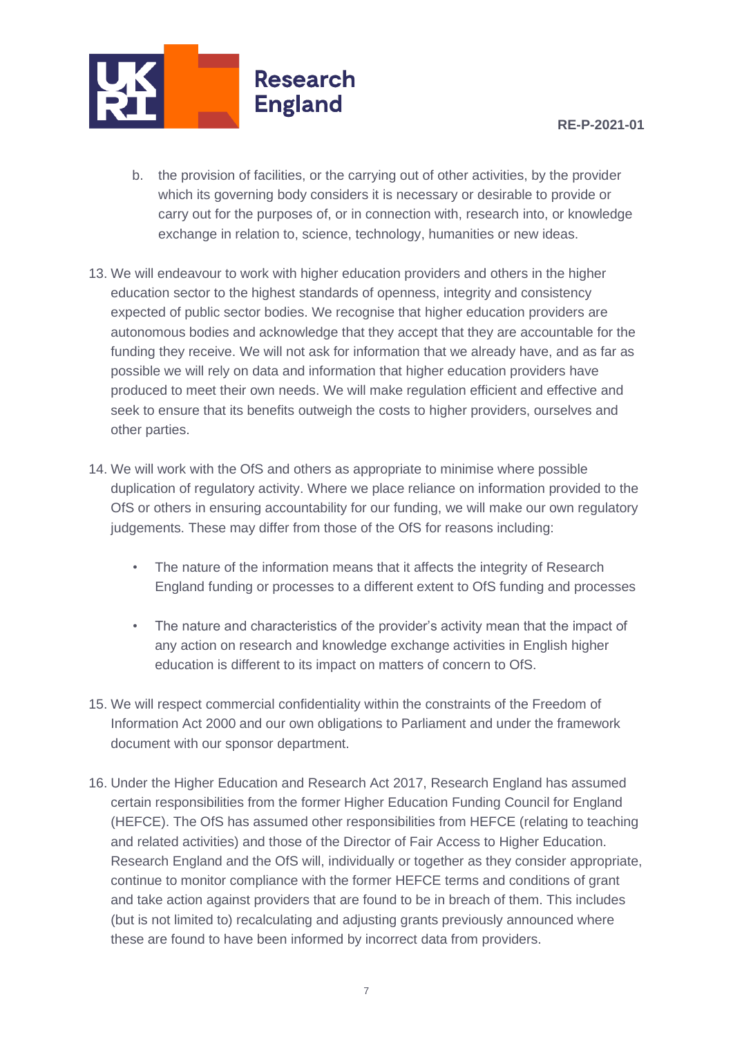b. the provision of facilities, or the carrying out of other activities, by the provider which its governing body considers it is necessary or desirable to provide or carry out for the purposes of, or in connection with, research into, or knowledge exchange in relation to, science, technology, humanities or new ideas.

13. We will endeavour to work with higher education providers and others in the higher education sector to the highest standards of openness, integrity and consistency expected of public sector bodies. We recognise that higher education providers are autonomous bodies and acknowledge that they accept that they are accountable for the funding they receive. We will not ask for information that we already have, and as far as possible we will rely on data and information that higher education providers have produced to meet their own needs. We will make regulation efficient and effective and seek to ensure that its benefits outweigh the costs to higher providers, ourselves and other parties.

14. We will work with the OfS and others as appropriate to minimise where possible duplication of regulatory activity. Where we place reliance on information provided to the OfS or others in ensuring accountability for our funding, we will make our own regulatory judgements. These may differ from those of the OfS for reasons including:

    - The nature of the information means that it affects the integrity of Research England funding or processes to a different extent to OfS funding and processes

    - The nature and characteristics of the provider's activity mean that the impact of any action on research and knowledge exchange activities in English higher education is different to its impact on matters of concern to OfS.

15. We will respect commercial confidentiality within the constraints of the Freedom of Information Act 2000 and our own obligations to Parliament and under the framework document with our sponsor department.

16. Under the Higher Education and Research Act 2017, Research England has assumed certain responsibilities from the former Higher Education Funding Council for England (HEFCE). The OfS has assumed other responsibilities from HEFCE (relating to teaching and related activities) and those of the Director of Fair Access to Higher Education. Research England and the OfS will, individually or together as they consider appropriate, continue to monitor compliance with the former HEFCE terms and conditions of grant and take action against providers that are found to be in breach of them. This includes (but is not limited to) recalculating and adjusting grants previously announced where these are found to have been informed by incorrect data from providers.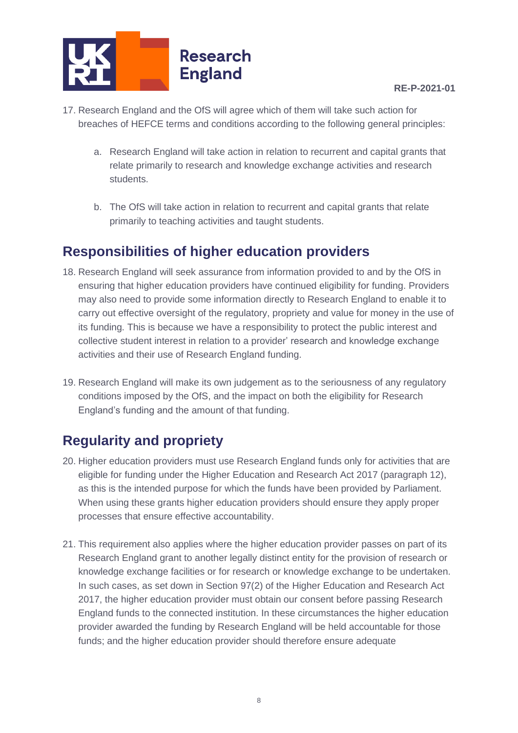17. Research England and the OfS will agree which of them will take such action for breaches of HEFCE terms and conditions according to the following general principles:

    a. Research England will take action in relation to recurrent and capital grants that relate primarily to research and knowledge exchange activities and research students.

    b. The OfS will take action in relation to recurrent and capital grants that relate primarily to teaching activities and taught students.

## Responsibilities of higher education providers

18. Research England will seek assurance from information provided to and by the OfS in ensuring that higher education providers have continued eligibility for funding. Providers may also need to provide some information directly to Research England to enable it to carry out effective oversight of the regulatory, propriety and value for money in the use of its funding. This is because we have a responsibility to protect the public interest and collective student interest in relation to a provider' research and knowledge exchange activities and their use of Research England funding.

19. Research England will make its own judgement as to the seriousness of any regulatory conditions imposed by the OfS, and the impact on both the eligibility for Research England's funding and the amount of that funding.

## Regularity and propriety

20. Higher education providers must use Research England funds only for activities that are eligible for funding under the Higher Education and Research Act 2017 (paragraph 12), as this is the intended purpose for which the funds have been provided by Parliament. When using these grants higher education providers should ensure they apply proper processes that ensure effective accountability.

21. This requirement also applies where the higher education provider passes on part of its Research England grant to another legally distinct entity for the provision of research or knowledge exchange facilities or for research or knowledge exchange to be undertaken. In such cases, as set down in Section 97(2) of the Higher Education and Research Act 2017, the higher education provider must obtain our consent before passing Research England funds to the connected institution. In these circumstances the higher education provider awarded the funding by Research England will be held accountable for those funds; and the higher education provider should therefore ensure adequate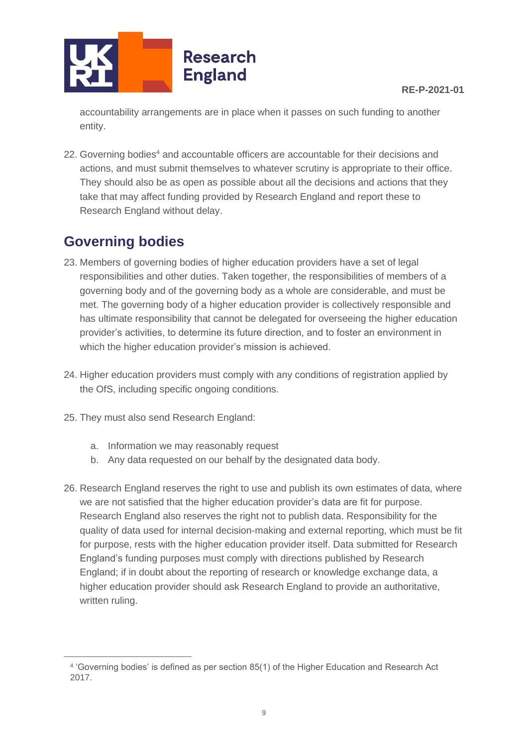accountability arrangements are in place when it passes on such funding to another entity.

22. Governing bodies[4] and accountable officers are accountable for their decisions and actions, and must submit themselves to whatever scrutiny is appropriate to their office. They should also be as open as possible about all the decisions and actions that they take that may affect funding provided by Research England and report these to Research England without delay.

## Governing bodies

23. Members of governing bodies of higher education providers have a set of legal responsibilities and other duties. Taken together, the responsibilities of members of a governing body and of the governing body as a whole are considerable, and must be met. The governing body of a higher education provider is collectively responsible and has ultimate responsibility that cannot be delegated for overseeing the higher education provider's activities, to determine its future direction, and to foster an environment in which the higher education provider's mission is achieved.

24. Higher education providers must comply with any conditions of registration applied by the OfS, including specific ongoing conditions.

25. They must also send Research England:

    a. Information we may reasonably request
    b. Any data requested on our behalf by the designated data body.

26. Research England reserves the right to use and publish its own estimates of data, where we are not satisfied that the higher education provider's data are fit for purpose. Research England also reserves the right not to publish data. Responsibility for the quality of data used for internal decision-making and external reporting, which must be fit for purpose, rests with the higher education provider itself. Data submitted for Research England's funding purposes must comply with directions published by Research England; if in doubt about the reporting of research or knowledge exchange data, a higher education provider should ask Research England to provide an authoritative, written ruling.

---

[4] 'Governing bodies' is defined as per section 85(1) of the Higher Education and Research Act 2017.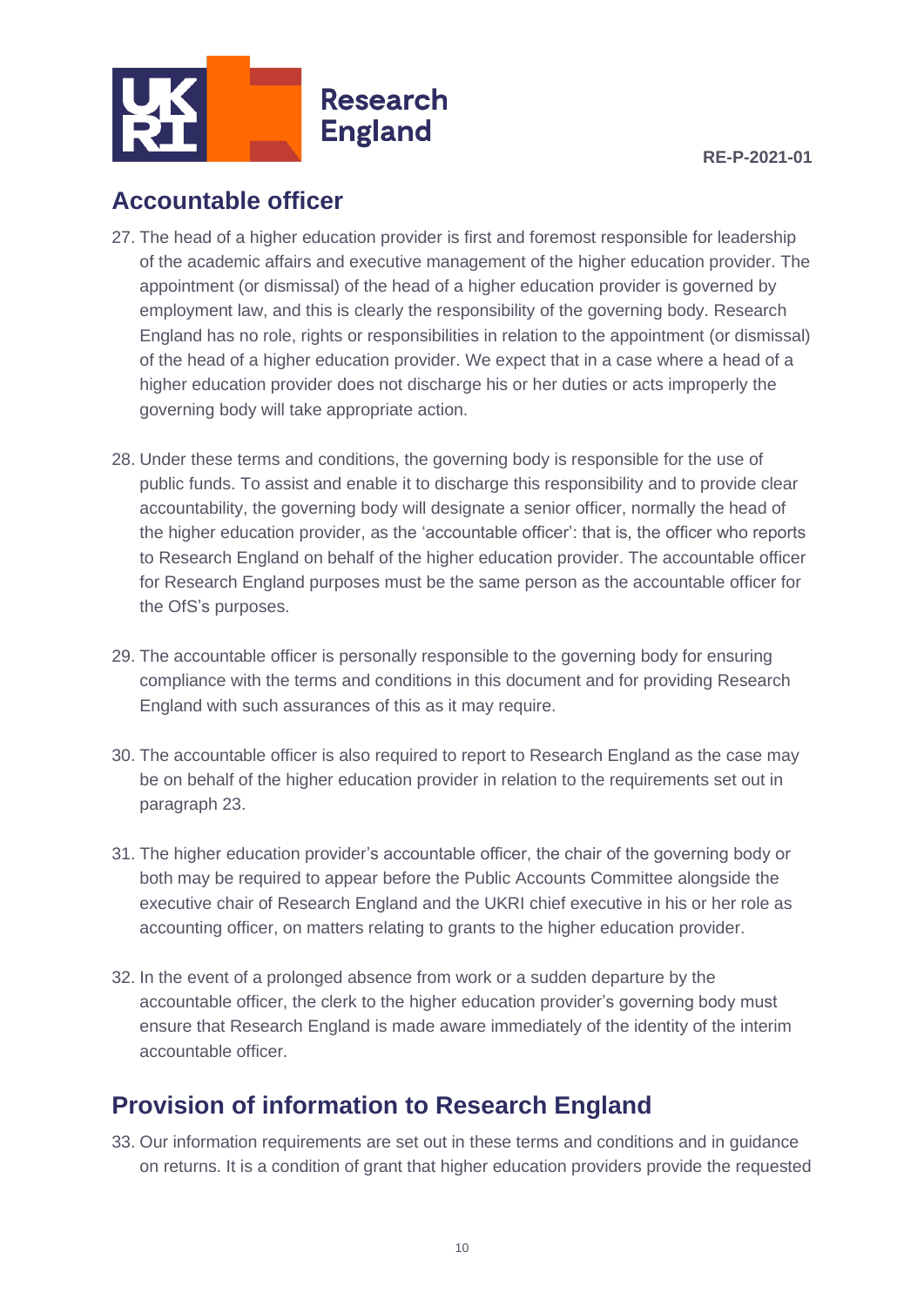## Accountable officer

27. The head of a higher education provider is first and foremost responsible for leadership of the academic affairs and executive management of the higher education provider. The appointment (or dismissal) of the head of a higher education provider is governed by employment law, and this is clearly the responsibility of the governing body. Research England has no role, rights or responsibilities in relation to the appointment (or dismissal) of the head of a higher education provider. We expect that in a case where a head of a higher education provider does not discharge his or her duties or acts improperly the governing body will take appropriate action.

28. Under these terms and conditions, the governing body is responsible for the use of public funds. To assist and enable it to discharge this responsibility and to provide clear accountability, the governing body will designate a senior officer, normally the head of the higher education provider, as the 'accountable officer': that is, the officer who reports to Research England on behalf of the higher education provider. The accountable officer for Research England purposes must be the same person as the accountable officer for the OfS's purposes.

29. The accountable officer is personally responsible to the governing body for ensuring compliance with the terms and conditions in this document and for providing Research England with such assurances of this as it may require.

30. The accountable officer is also required to report to Research England as the case may be on behalf of the higher education provider in relation to the requirements set out in paragraph 23.

31. The higher education provider's accountable officer, the chair of the governing body or both may be required to appear before the Public Accounts Committee alongside the executive chair of Research England and the UKRI chief executive in his or her role as accounting officer, on matters relating to grants to the higher education provider.

32. In the event of a prolonged absence from work or a sudden departure by the accountable officer, the clerk to the higher education provider's governing body must ensure that Research England is made aware immediately of the identity of the interim accountable officer.

## Provision of information to Research England

33. Our information requirements are set out in these terms and conditions and in guidance on returns. It is a condition of grant that higher education providers provide the requested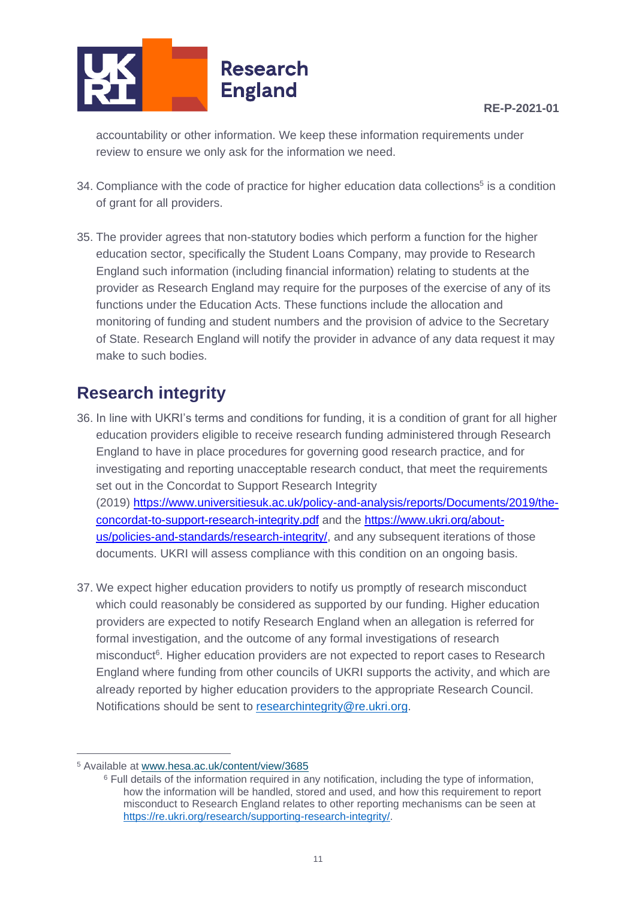accountability or other information. We keep these information requirements under review to ensure we only ask for the information we need.

34. Compliance with the code of practice for higher education data collections[5] is a condition of grant for all providers.

35. The provider agrees that non-statutory bodies which perform a function for the higher education sector, specifically the Student Loans Company, may provide to Research England such information (including financial information) relating to students at the provider as Research England may require for the purposes of the exercise of any of its functions under the Education Acts. These functions include the allocation and monitoring of funding and student numbers and the provision of advice to the Secretary of State. Research England will notify the provider in advance of any data request it may make to such bodies.

## Research integrity

36. In line with UKRI's terms and conditions for funding, it is a condition of grant for all higher education providers eligible to receive research funding administered through Research England to have in place procedures for governing good research practice, and for investigating and reporting unacceptable research conduct, that meet the requirements set out in the Concordat to Support Research Integrity (2019) [https://www.universitiesuk.ac.uk/policy-and-analysis/reports/Documents/2019/the-concordat-to-support-research-integrity.pdf](https://www.universitiesuk.ac.uk/policy-and-analysis/reports/Documents/2019/the-concordat-to-support-research-integrity.pdf) and the [https://www.ukri.org/about-us/policies-and-standards/research-integrity/](https://www.ukri.org/about-us/policies-and-standards/research-integrity/), and any subsequent iterations of those documents. UKRI will assess compliance with this condition on an ongoing basis.

37. We expect higher education providers to notify us promptly of research misconduct which could reasonably be considered as supported by our funding. Higher education providers are expected to notify Research England when an allegation is referred for formal investigation, and the outcome of any formal investigations of research misconduct[6]. Higher education providers are not expected to report cases to Research England where funding from other councils of UKRI supports the activity, and which are already reported by higher education providers to the appropriate Research Council. Notifications should be sent to [researchintegrity@re.ukri.org](mailto:researchintegrity@re.ukri.org).

---

[5] Available at [www.hesa.ac.uk/content/view/3685](http://www.hesa.ac.uk/content/view/3685)

[6] Full details of the information required in any notification, including the type of information, how the information will be handled, stored and used, and how this requirement to report misconduct to Research England relates to other reporting mechanisms can be seen at [https://re.ukri.org/research/supporting-research-integrity/](https://re.ukri.org/research/supporting-research-integrity/).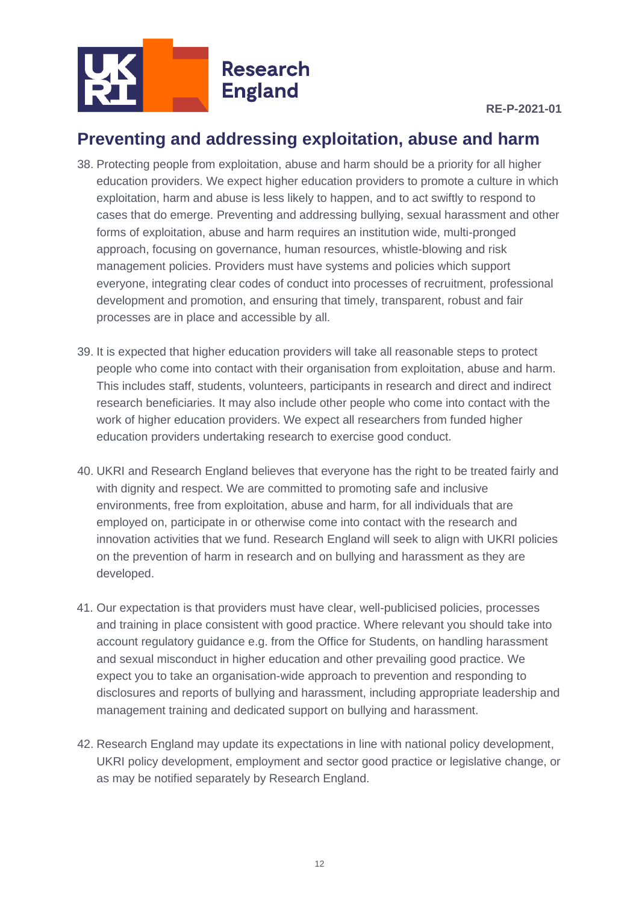## Preventing and addressing exploitation, abuse and harm

38. Protecting people from exploitation, abuse and harm should be a priority for all higher education providers. We expect higher education providers to promote a culture in which exploitation, harm and abuse is less likely to happen, and to act swiftly to respond to cases that do emerge. Preventing and addressing bullying, sexual harassment and other forms of exploitation, abuse and harm requires an institution wide, multi-pronged approach, focusing on governance, human resources, whistle-blowing and risk management policies. Providers must have systems and policies which support everyone, integrating clear codes of conduct into processes of recruitment, professional development and promotion, and ensuring that timely, transparent, robust and fair processes are in place and accessible by all.

39. It is expected that higher education providers will take all reasonable steps to protect people who come into contact with their organisation from exploitation, abuse and harm. This includes staff, students, volunteers, participants in research and direct and indirect research beneficiaries. It may also include other people who come into contact with the work of higher education providers. We expect all researchers from funded higher education providers undertaking research to exercise good conduct.

40. UKRI and Research England believes that everyone has the right to be treated fairly and with dignity and respect. We are committed to promoting safe and inclusive environments, free from exploitation, abuse and harm, for all individuals that are employed on, participate in or otherwise come into contact with the research and innovation activities that we fund. Research England will seek to align with UKRI policies on the prevention of harm in research and on bullying and harassment as they are developed.

41. Our expectation is that providers must have clear, well-publicised policies, processes and training in place consistent with good practice. Where relevant you should take into account regulatory guidance e.g. from the Office for Students, on handling harassment and sexual misconduct in higher education and other prevailing good practice. We expect you to take an organisation-wide approach to prevention and responding to disclosures and reports of bullying and harassment, including appropriate leadership and management training and dedicated support on bullying and harassment.

42. Research England may update its expectations in line with national policy development, UKRI policy development, employment and sector good practice or legislative change, or as may be notified separately by Research England.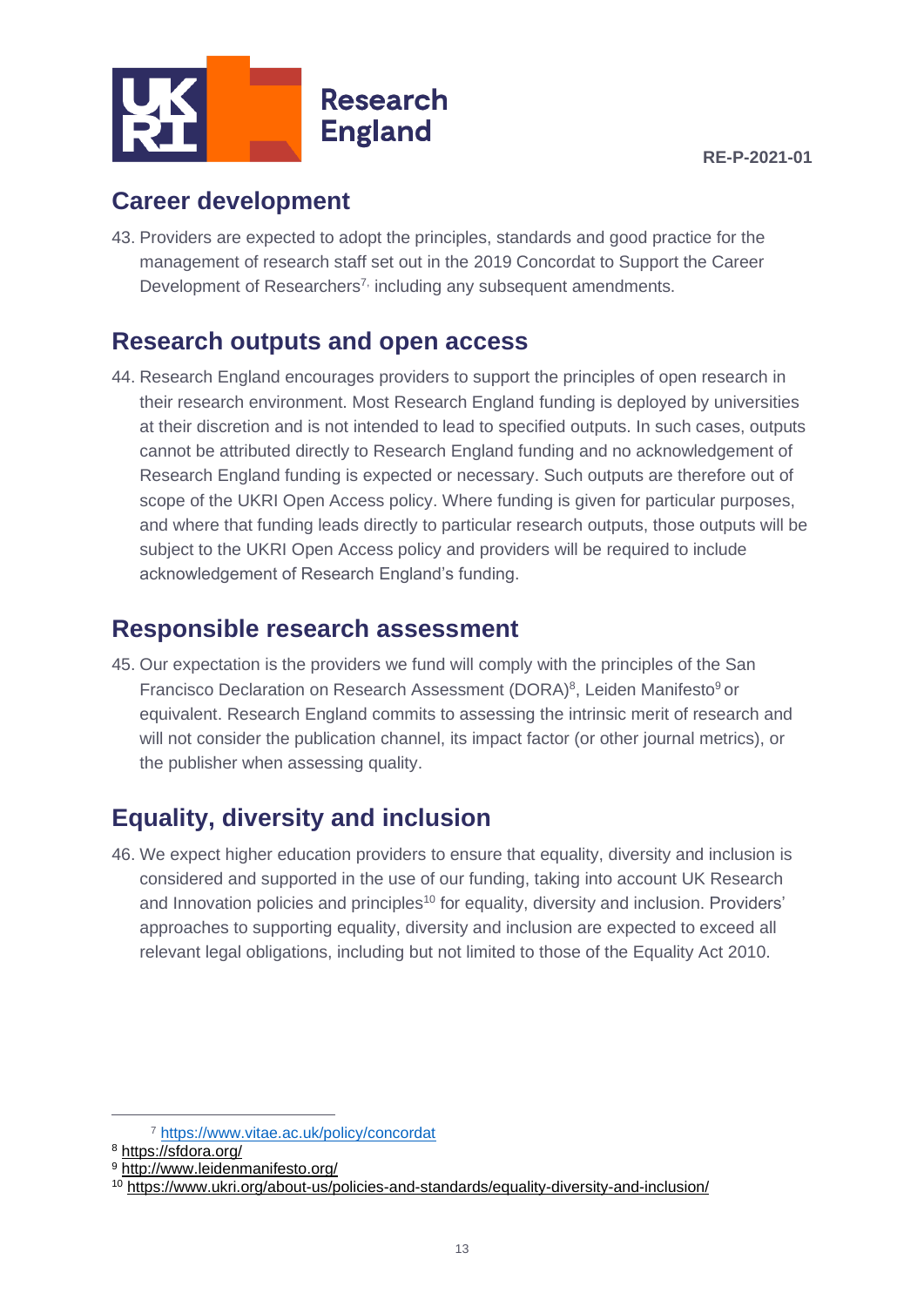## Career development

43. Providers are expected to adopt the principles, standards and good practice for the management of research staff set out in the 2019 Concordat to Support the Career Development of Researchers[7], including any subsequent amendments.

## Research outputs and open access

44. Research England encourages providers to support the principles of open research in their research environment. Most Research England funding is deployed by universities at their discretion and is not intended to lead to specified outputs. In such cases, outputs cannot be attributed directly to Research England funding and no acknowledgement of Research England funding is expected or necessary. Such outputs are therefore out of scope of the UKRI Open Access policy. Where funding is given for particular purposes, and where that funding leads directly to particular research outputs, those outputs will be subject to the UKRI Open Access policy and providers will be required to include acknowledgement of Research England's funding.

## Responsible research assessment

45. Our expectation is the providers we fund will comply with the principles of the San Francisco Declaration on Research Assessment (DORA)[8], Leiden Manifesto[9] or equivalent. Research England commits to assessing the intrinsic merit of research and will not consider the publication channel, its impact factor (or other journal metrics), or the publisher when assessing quality.

## Equality, diversity and inclusion

46. We expect higher education providers to ensure that equality, diversity and inclusion is considered and supported in the use of our funding, taking into account UK Research and Innovation policies and principles[10] for equality, diversity and inclusion. Providers' approaches to supporting equality, diversity and inclusion are expected to exceed all relevant legal obligations, including but not limited to those of the Equality Act 2010.

---

[7] https://www.vitae.ac.uk/policy/concordat

[8] https://sfdora.org/

[9] http://www.leidenmanifesto.org/

[10] https://www.ukri.org/about-us/policies-and-standards/equality-diversity-and-inclusion/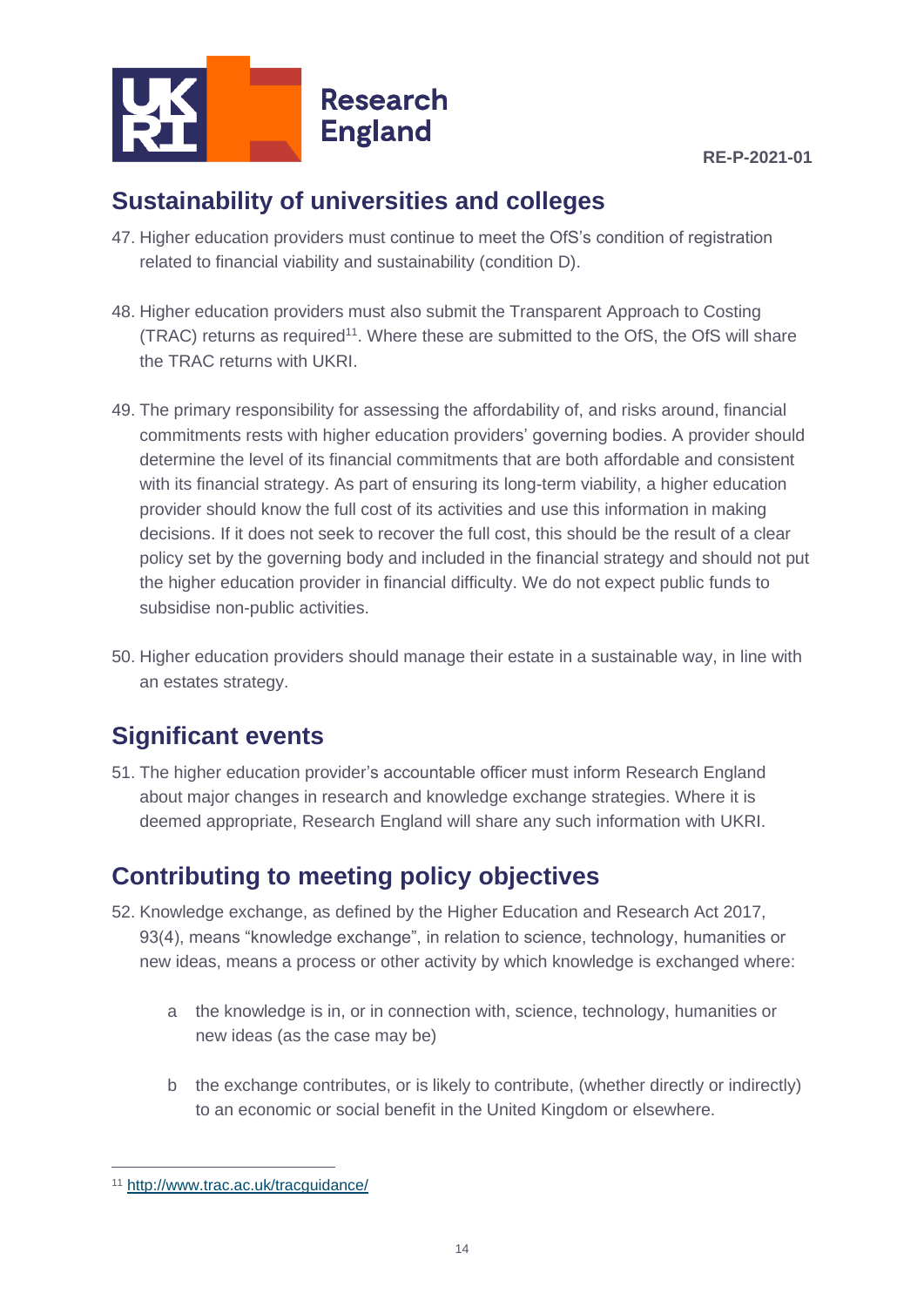## Sustainability of universities and colleges

47. Higher education providers must continue to meet the OfS's condition of registration related to financial viability and sustainability (condition D).

48. Higher education providers must also submit the Transparent Approach to Costing (TRAC) returns as required[11]. Where these are submitted to the OfS, the OfS will share the TRAC returns with UKRI.

49. The primary responsibility for assessing the affordability of, and risks around, financial commitments rests with higher education providers' governing bodies. A provider should determine the level of its financial commitments that are both affordable and consistent with its financial strategy. As part of ensuring its long-term viability, a higher education provider should know the full cost of its activities and use this information in making decisions. If it does not seek to recover the full cost, this should be the result of a clear policy set by the governing body and included in the financial strategy and should not put the higher education provider in financial difficulty. We do not expect public funds to subsidise non-public activities.

50. Higher education providers should manage their estate in a sustainable way, in line with an estates strategy.

## Significant events

51. The higher education provider's accountable officer must inform Research England about major changes in research and knowledge exchange strategies. Where it is deemed appropriate, Research England will share any such information with UKRI.

## Contributing to meeting policy objectives

52. Knowledge exchange, as defined by the Higher Education and Research Act 2017, 93(4), means "knowledge exchange", in relation to science, technology, humanities or new ideas, means a process or other activity by which knowledge is exchanged where:

    a the knowledge is in, or in connection with, science, technology, humanities or new ideas (as the case may be)

    b the exchange contributes, or is likely to contribute, (whether directly or indirectly) to an economic or social benefit in the United Kingdom or elsewhere.

---

[11] http://www.trac.ac.uk/tracguidance/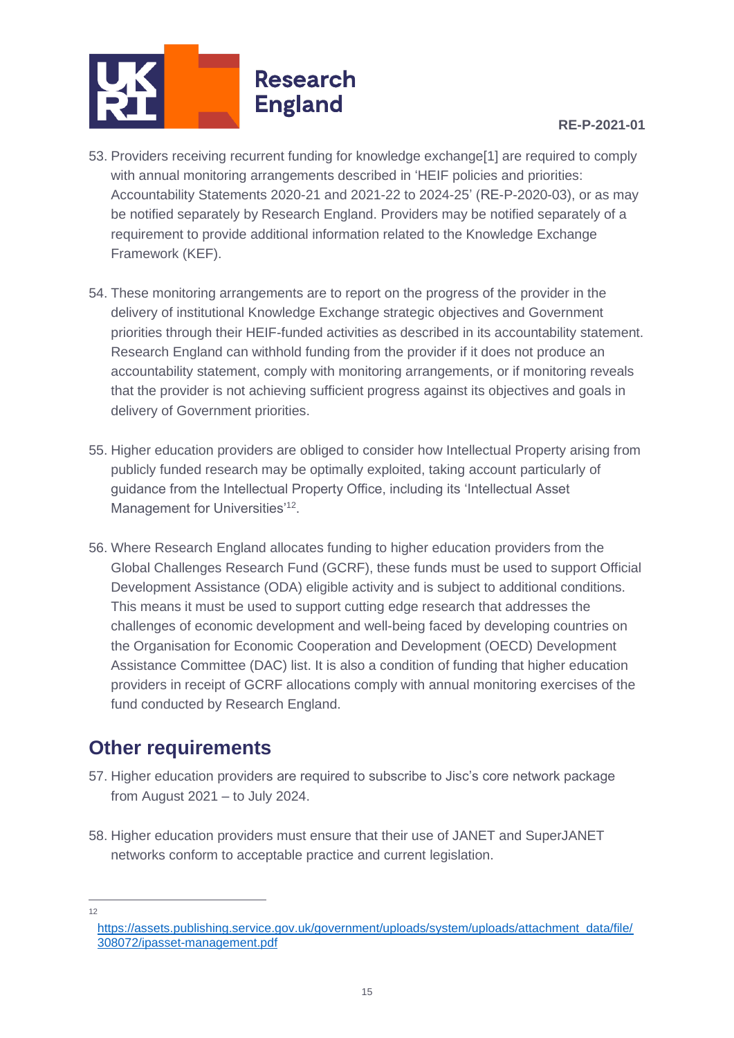53. Providers receiving recurrent funding for knowledge exchange[1] are required to comply with annual monitoring arrangements described in 'HEIF policies and priorities: Accountability Statements 2020-21 and 2021-22 to 2024-25' (RE-P-2020-03), or as may be notified separately by Research England. Providers may be notified separately of a requirement to provide additional information related to the Knowledge Exchange Framework (KEF).

54. These monitoring arrangements are to report on the progress of the provider in the delivery of institutional Knowledge Exchange strategic objectives and Government priorities through their HEIF-funded activities as described in its accountability statement. Research England can withhold funding from the provider if it does not produce an accountability statement, comply with monitoring arrangements, or if monitoring reveals that the provider is not achieving sufficient progress against its objectives and goals in delivery of Government priorities.

55. Higher education providers are obliged to consider how Intellectual Property arising from publicly funded research may be optimally exploited, taking account particularly of guidance from the Intellectual Property Office, including its 'Intellectual Asset Management for Universities'[12].

56. Where Research England allocates funding to higher education providers from the Global Challenges Research Fund (GCRF), these funds must be used to support Official Development Assistance (ODA) eligible activity and is subject to additional conditions. This means it must be used to support cutting edge research that addresses the challenges of economic development and well-being faced by developing countries on the Organisation for Economic Cooperation and Development (OECD) Development Assistance Committee (DAC) list. It is also a condition of funding that higher education providers in receipt of GCRF allocations comply with annual monitoring exercises of the fund conducted by Research England.

## Other requirements

57. Higher education providers are required to subscribe to Jisc's core network package from August 2021 – to July 2024.

58. Higher education providers must ensure that their use of JANET and SuperJANET networks conform to acceptable practice and current legislation.

---

[12] https://assets.publishing.service.gov.uk/government/uploads/system/uploads/attachment_data/file/308072/ipasset-management.pdf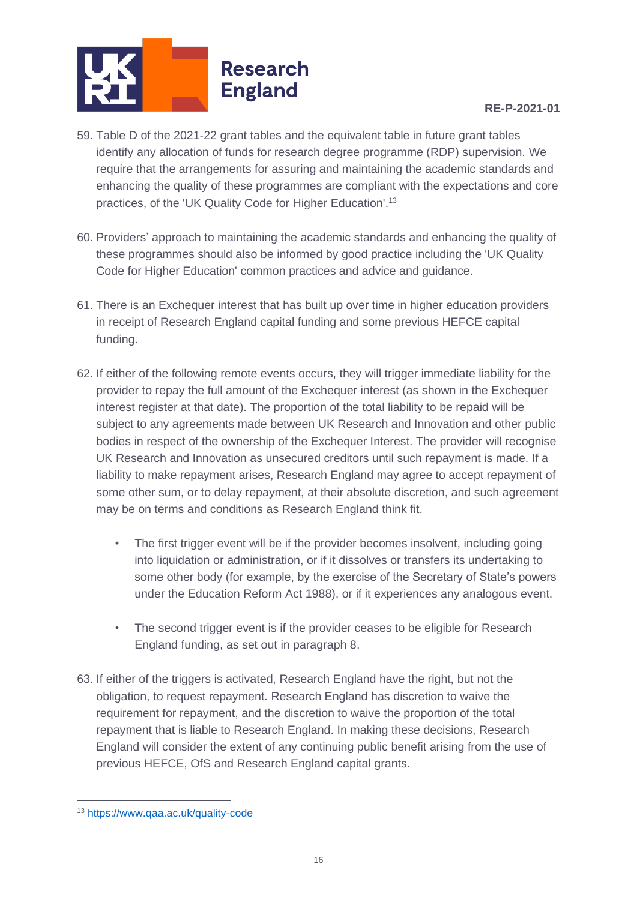59. Table D of the 2021-22 grant tables and the equivalent table in future grant tables identify any allocation of funds for research degree programme (RDP) supervision. We require that the arrangements for assuring and maintaining the academic standards and enhancing the quality of these programmes are compliant with the expectations and core practices, of the 'UK Quality Code for Higher Education'.[13]

60. Providers' approach to maintaining the academic standards and enhancing the quality of these programmes should also be informed by good practice including the 'UK Quality Code for Higher Education' common practices and advice and guidance.

61. There is an Exchequer interest that has built up over time in higher education providers in receipt of Research England capital funding and some previous HEFCE capital funding.

62. If either of the following remote events occurs, they will trigger immediate liability for the provider to repay the full amount of the Exchequer interest (as shown in the Exchequer interest register at that date). The proportion of the total liability to be repaid will be subject to any agreements made between UK Research and Innovation and other public bodies in respect of the ownership of the Exchequer Interest. The provider will recognise UK Research and Innovation as unsecured creditors until such repayment is made. If a liability to make repayment arises, Research England may agree to accept repayment of some other sum, or to delay repayment, at their absolute discretion, and such agreement may be on terms and conditions as Research England think fit.

    - The first trigger event will be if the provider becomes insolvent, including going into liquidation or administration, or if it dissolves or transfers its undertaking to some other body (for example, by the exercise of the Secretary of State's powers under the Education Reform Act 1988), or if it experiences any analogous event.

    - The second trigger event is if the provider ceases to be eligible for Research England funding, as set out in paragraph 8.

63. If either of the triggers is activated, Research England have the right, but not the obligation, to request repayment. Research England has discretion to waive the requirement for repayment, and the discretion to waive the proportion of the total repayment that is liable to Research England. In making these decisions, Research England will consider the extent of any continuing public benefit arising from the use of previous HEFCE, OfS and Research England capital grants.

---

[13] https://www.qaa.ac.uk/quality-code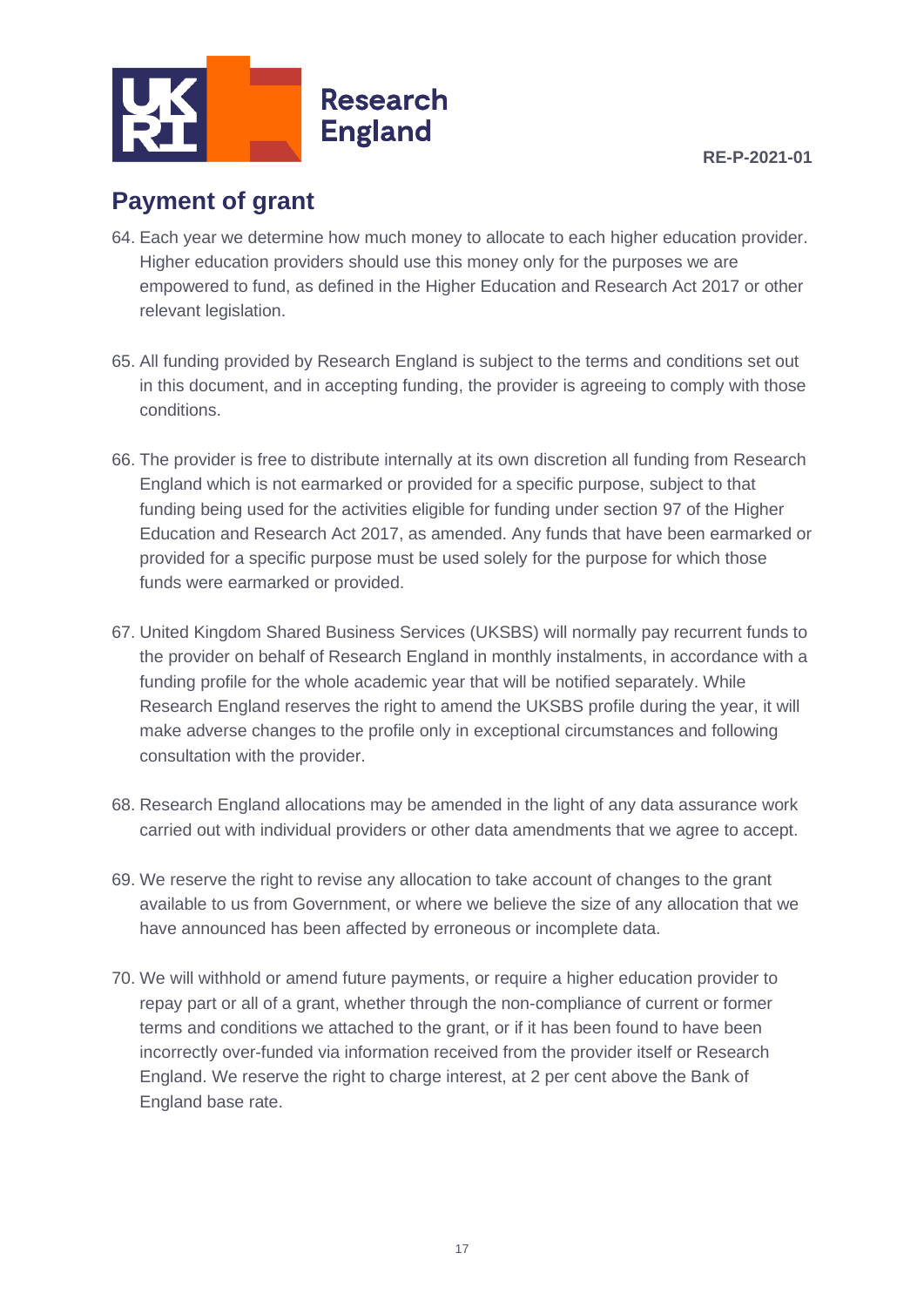## Payment of grant

64. Each year we determine how much money to allocate to each higher education provider. Higher education providers should use this money only for the purposes we are empowered to fund, as defined in the Higher Education and Research Act 2017 or other relevant legislation.

65. All funding provided by Research England is subject to the terms and conditions set out in this document, and in accepting funding, the provider is agreeing to comply with those conditions.

66. The provider is free to distribute internally at its own discretion all funding from Research England which is not earmarked or provided for a specific purpose, subject to that funding being used for the activities eligible for funding under section 97 of the Higher Education and Research Act 2017, as amended. Any funds that have been earmarked or provided for a specific purpose must be used solely for the purpose for which those funds were earmarked or provided.

67. United Kingdom Shared Business Services (UKSBS) will normally pay recurrent funds to the provider on behalf of Research England in monthly instalments, in accordance with a funding profile for the whole academic year that will be notified separately. While Research England reserves the right to amend the UKSBS profile during the year, it will make adverse changes to the profile only in exceptional circumstances and following consultation with the provider.

68. Research England allocations may be amended in the light of any data assurance work carried out with individual providers or other data amendments that we agree to accept.

69. We reserve the right to revise any allocation to take account of changes to the grant available to us from Government, or where we believe the size of any allocation that we have announced has been affected by erroneous or incomplete data.

70. We will withhold or amend future payments, or require a higher education provider to repay part or all of a grant, whether through the non-compliance of current or former terms and conditions we attached to the grant, or if it has been found to have been incorrectly over-funded via information received from the provider itself or Research England. We reserve the right to charge interest, at 2 per cent above the Bank of England base rate.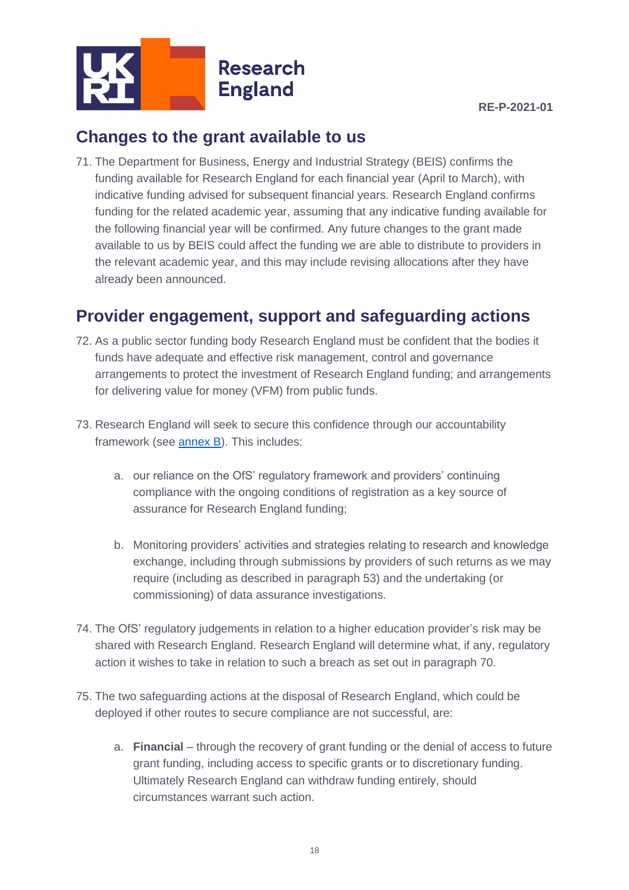## Changes to the grant available to us

71. The Department for Business, Energy and Industrial Strategy (BEIS) confirms the funding available for Research England for each financial year (April to March), with indicative funding advised for subsequent financial years. Research England confirms funding for the related academic year, assuming that any indicative funding available for the following financial year will be confirmed. Any future changes to the grant made available to us by BEIS could affect the funding we are able to distribute to providers in the relevant academic year, and this may include revising allocations after they have already been announced.

## Provider engagement, support and safeguarding actions

72. As a public sector funding body Research England must be confident that the bodies it funds have adequate and effective risk management, control and governance arrangements to protect the investment of Research England funding; and arrangements for delivering value for money (VFM) from public funds.

73. Research England will seek to secure this confidence through our accountability framework (see [annex B](#)). This includes:

    a. our reliance on the OfS' regulatory framework and providers' continuing compliance with the ongoing conditions of registration as a key source of assurance for Research England funding;

    b. Monitoring providers' activities and strategies relating to research and knowledge exchange, including through submissions by providers of such returns as we may require (including as described in paragraph 53) and the undertaking (or commissioning) of data assurance investigations.

74. The OfS' regulatory judgements in relation to a higher education provider's risk may be shared with Research England. Research England will determine what, if any, regulatory action it wishes to take in relation to such a breach as set out in paragraph 70.

75. The two safeguarding actions at the disposal of Research England, which could be deployed if other routes to secure compliance are not successful, are:

    a. **Financial** – through the recovery of grant funding or the denial of access to future grant funding, including access to specific grants or to discretionary funding. Ultimately Research England can withdraw funding entirely, should circumstances warrant such action.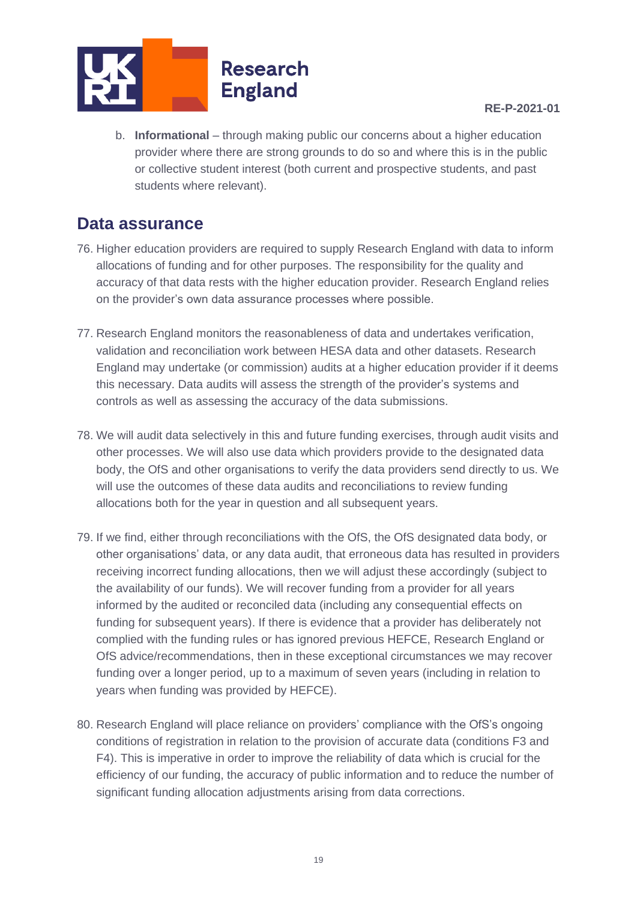b. **Informational** – through making public our concerns about a higher education provider where there are strong grounds to do so and where this is in the public or collective student interest (both current and prospective students, and past students where relevant).

## Data assurance

76. Higher education providers are required to supply Research England with data to inform allocations of funding and for other purposes. The responsibility for the quality and accuracy of that data rests with the higher education provider. Research England relies on the provider's own data assurance processes where possible.

77. Research England monitors the reasonableness of data and undertakes verification, validation and reconciliation work between HESA data and other datasets. Research England may undertake (or commission) audits at a higher education provider if it deems this necessary. Data audits will assess the strength of the provider's systems and controls as well as assessing the accuracy of the data submissions.

78. We will audit data selectively in this and future funding exercises, through audit visits and other processes. We will also use data which providers provide to the designated data body, the OfS and other organisations to verify the data providers send directly to us. We will use the outcomes of these data audits and reconciliations to review funding allocations both for the year in question and all subsequent years.

79. If we find, either through reconciliations with the OfS, the OfS designated data body, or other organisations' data, or any data audit, that erroneous data has resulted in providers receiving incorrect funding allocations, then we will adjust these accordingly (subject to the availability of our funds). We will recover funding from a provider for all years informed by the audited or reconciled data (including any consequential effects on funding for subsequent years). If there is evidence that a provider has deliberately not complied with the funding rules or has ignored previous HEFCE, Research England or OfS advice/recommendations, then in these exceptional circumstances we may recover funding over a longer period, up to a maximum of seven years (including in relation to years when funding was provided by HEFCE).

80. Research England will place reliance on providers' compliance with the OfS's ongoing conditions of registration in relation to the provision of accurate data (conditions F3 and F4). This is imperative in order to improve the reliability of data which is crucial for the efficiency of our funding, the accuracy of public information and to reduce the number of significant funding allocation adjustments arising from data corrections.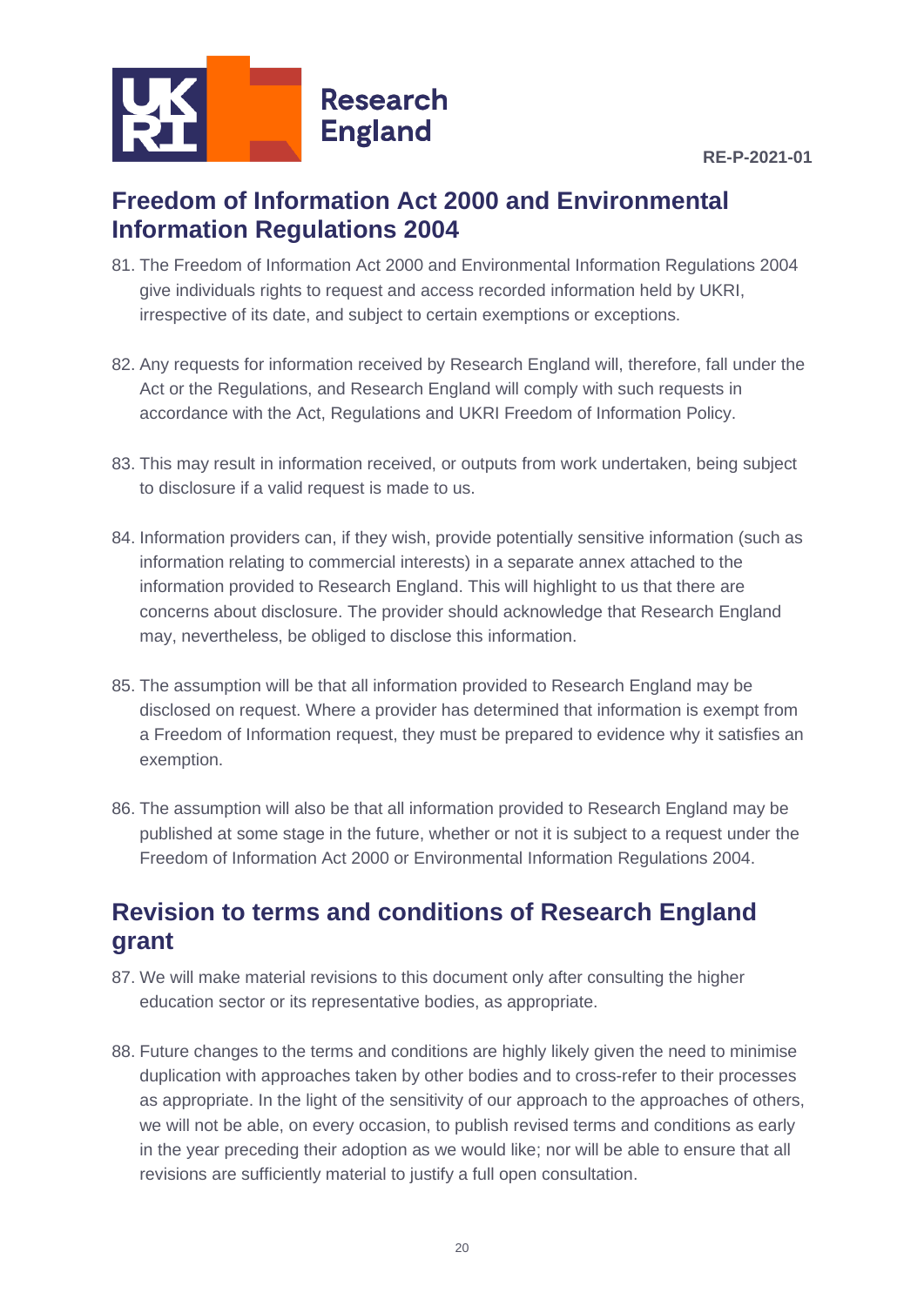## Freedom of Information Act 2000 and Environmental Information Regulations 2004

81. The Freedom of Information Act 2000 and Environmental Information Regulations 2004 give individuals rights to request and access recorded information held by UKRI, irrespective of its date, and subject to certain exemptions or exceptions.

82. Any requests for information received by Research England will, therefore, fall under the Act or the Regulations, and Research England will comply with such requests in accordance with the Act, Regulations and UKRI Freedom of Information Policy.

83. This may result in information received, or outputs from work undertaken, being subject to disclosure if a valid request is made to us.

84. Information providers can, if they wish, provide potentially sensitive information (such as information relating to commercial interests) in a separate annex attached to the information provided to Research England. This will highlight to us that there are concerns about disclosure. The provider should acknowledge that Research England may, nevertheless, be obliged to disclose this information.

85. The assumption will be that all information provided to Research England may be disclosed on request. Where a provider has determined that information is exempt from a Freedom of Information request, they must be prepared to evidence why it satisfies an exemption.

86. The assumption will also be that all information provided to Research England may be published at some stage in the future, whether or not it is subject to a request under the Freedom of Information Act 2000 or Environmental Information Regulations 2004.

## Revision to terms and conditions of Research England grant

87. We will make material revisions to this document only after consulting the higher education sector or its representative bodies, as appropriate.

88. Future changes to the terms and conditions are highly likely given the need to minimise duplication with approaches taken by other bodies and to cross-refer to their processes as appropriate. In the light of the sensitivity of our approach to the approaches of others, we will not be able, on every occasion, to publish revised terms and conditions as early in the year preceding their adoption as we would like; nor will be able to ensure that all revisions are sufficiently material to justify a full open consultation.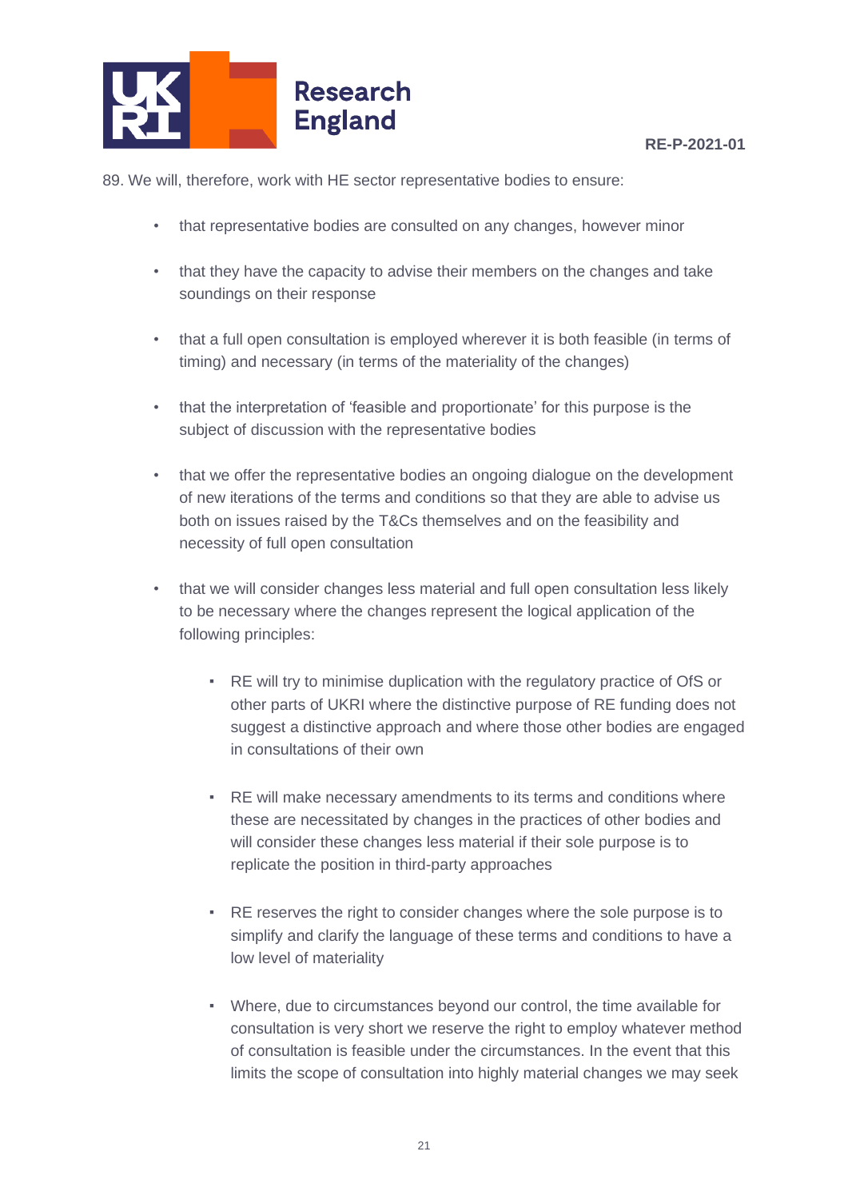89. We will, therefore, work with HE sector representative bodies to ensure:

- that representative bodies are consulted on any changes, however minor
- that they have the capacity to advise their members on the changes and take soundings on their response
- that a full open consultation is employed wherever it is both feasible (in terms of timing) and necessary (in terms of the materiality of the changes)
- that the interpretation of 'feasible and proportionate' for this purpose is the subject of discussion with the representative bodies
- that we offer the representative bodies an ongoing dialogue on the development of new iterations of the terms and conditions so that they are able to advise us both on issues raised by the T&Cs themselves and on the feasibility and necessity of full open consultation
- that we will consider changes less material and full open consultation less likely to be necessary where the changes represent the logical application of the following principles:
    - RE will try to minimise duplication with the regulatory practice of OfS or other parts of UKRI where the distinctive purpose of RE funding does not suggest a distinctive approach and where those other bodies are engaged in consultations of their own
    - RE will make necessary amendments to its terms and conditions where these are necessitated by changes in the practices of other bodies and will consider these changes less material if their sole purpose is to replicate the position in third-party approaches
    - RE reserves the right to consider changes where the sole purpose is to simplify and clarify the language of these terms and conditions to have a low level of materiality
    - Where, due to circumstances beyond our control, the time available for consultation is very short we reserve the right to employ whatever method of consultation is feasible under the circumstances. In the event that this limits the scope of consultation into highly material changes we may seek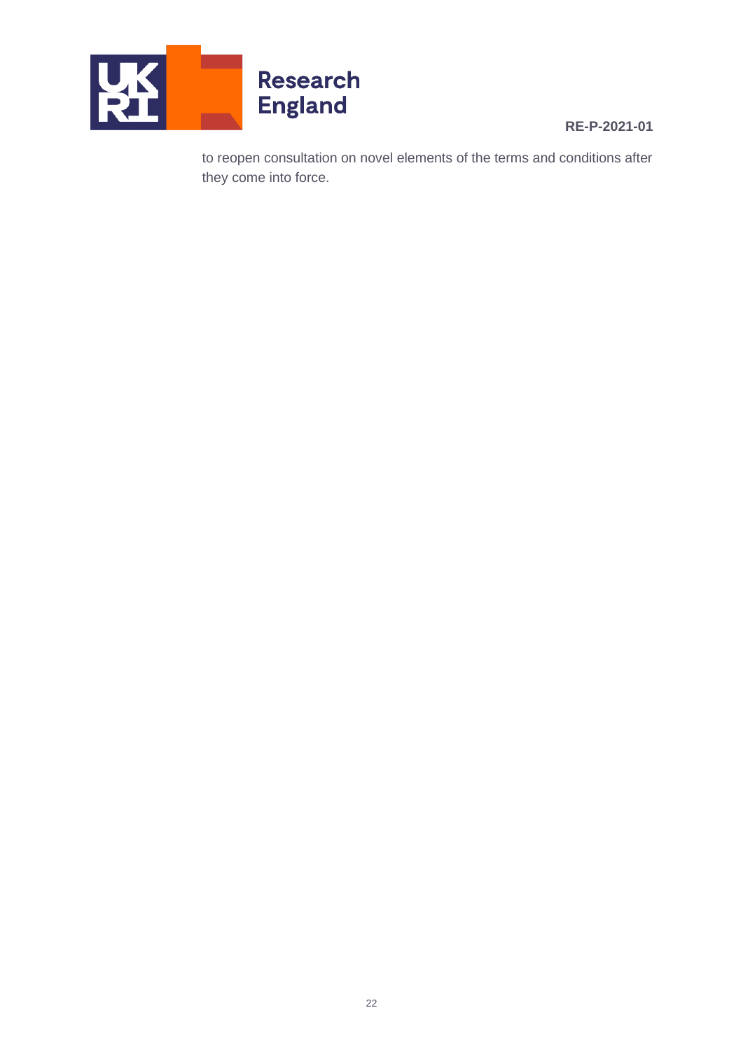to reopen consultation on novel elements of the terms and conditions after they come into force.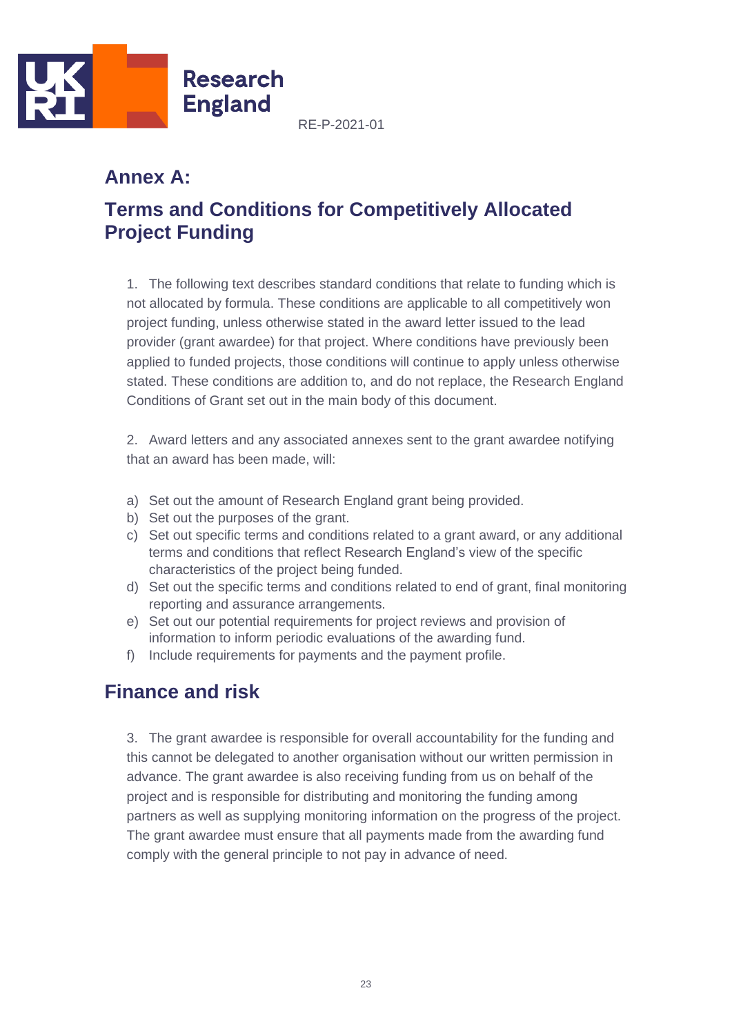RE-P-2021-01

## Annex A:

## Terms and Conditions for Competitively Allocated Project Funding

1. The following text describes standard conditions that relate to funding which is not allocated by formula. These conditions are applicable to all competitively won project funding, unless otherwise stated in the award letter issued to the lead provider (grant awardee) for that project. Where conditions have previously been applied to funded projects, those conditions will continue to apply unless otherwise stated. These conditions are addition to, and do not replace, the Research England Conditions of Grant set out in the main body of this document.

2. Award letters and any associated annexes sent to the grant awardee notifying that an award has been made, will:

a) Set out the amount of Research England grant being provided.
b) Set out the purposes of the grant.
c) Set out specific terms and conditions related to a grant award, or any additional terms and conditions that reflect Research England's view of the specific characteristics of the project being funded.
d) Set out the specific terms and conditions related to end of grant, final monitoring reporting and assurance arrangements.
e) Set out our potential requirements for project reviews and provision of information to inform periodic evaluations of the awarding fund.
f) Include requirements for payments and the payment profile.

## Finance and risk

3. The grant awardee is responsible for overall accountability for the funding and this cannot be delegated to another organisation without our written permission in advance. The grant awardee is also receiving funding from us on behalf of the project and is responsible for distributing and monitoring the funding among partners as well as supplying monitoring information on the progress of the project. The grant awardee must ensure that all payments made from the awarding fund comply with the general principle to not pay in advance of need.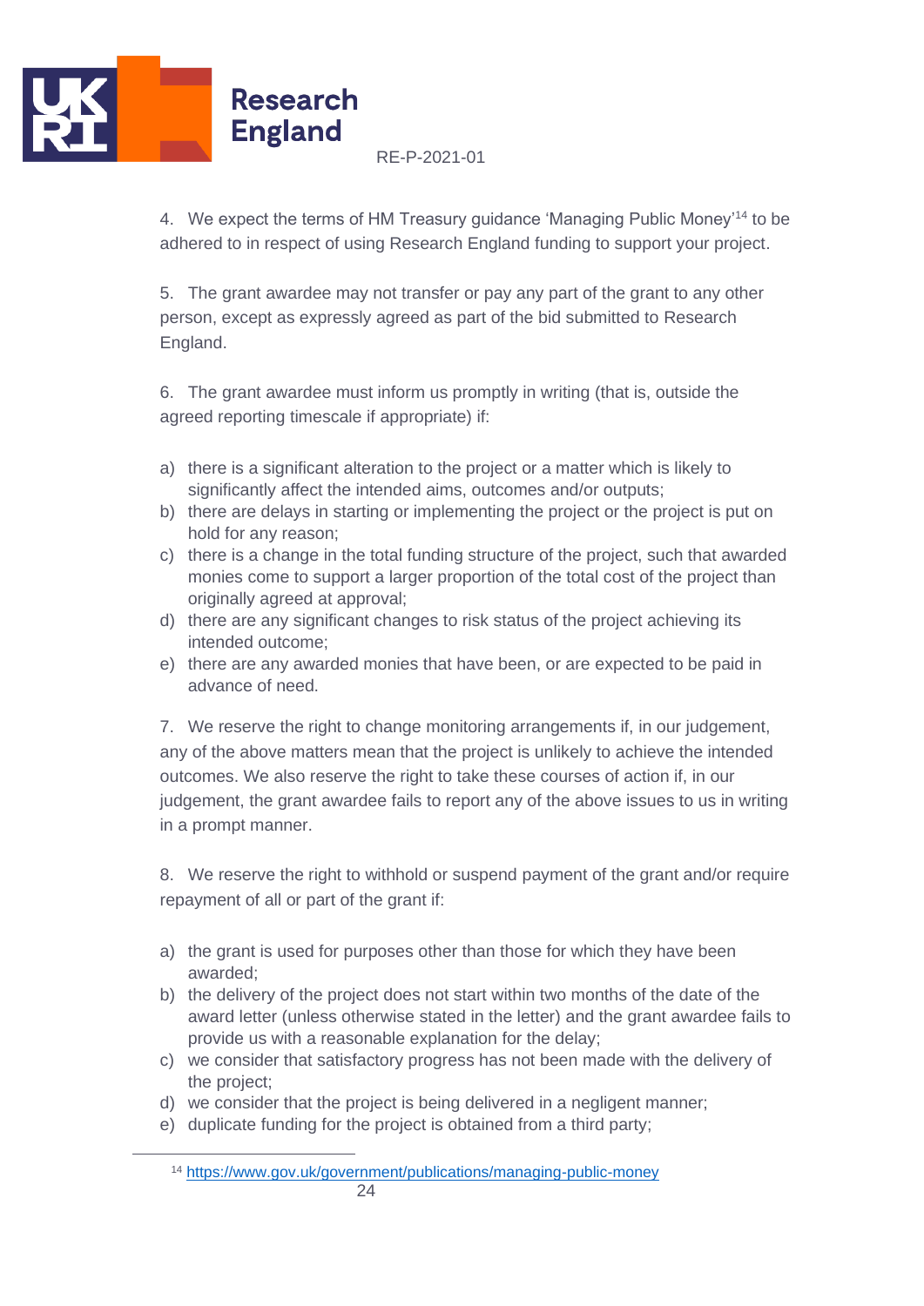4. We expect the terms of HM Treasury guidance 'Managing Public Money'[14] to be adhered to in respect of using Research England funding to support your project.

5. The grant awardee may not transfer or pay any part of the grant to any other person, except as expressly agreed as part of the bid submitted to Research England.

6. The grant awardee must inform us promptly in writing (that is, outside the agreed reporting timescale if appropriate) if:

a) there is a significant alteration to the project or a matter which is likely to significantly affect the intended aims, outcomes and/or outputs;
b) there are delays in starting or implementing the project or the project is put on hold for any reason;
c) there is a change in the total funding structure of the project, such that awarded monies come to support a larger proportion of the total cost of the project than originally agreed at approval;
d) there are any significant changes to risk status of the project achieving its intended outcome;
e) there are any awarded monies that have been, or are expected to be paid in advance of need.

7. We reserve the right to change monitoring arrangements if, in our judgement, any of the above matters mean that the project is unlikely to achieve the intended outcomes. We also reserve the right to take these courses of action if, in our judgement, the grant awardee fails to report any of the above issues to us in writing in a prompt manner.

8. We reserve the right to withhold or suspend payment of the grant and/or require repayment of all or part of the grant if:

a) the grant is used for purposes other than those for which they have been awarded;
b) the delivery of the project does not start within two months of the date of the award letter (unless otherwise stated in the letter) and the grant awardee fails to provide us with a reasonable explanation for the delay;
c) we consider that satisfactory progress has not been made with the delivery of the project;
d) we consider that the project is being delivered in a negligent manner;
e) duplicate funding for the project is obtained from a third party;

[14] https://www.gov.uk/government/publications/managing-public-money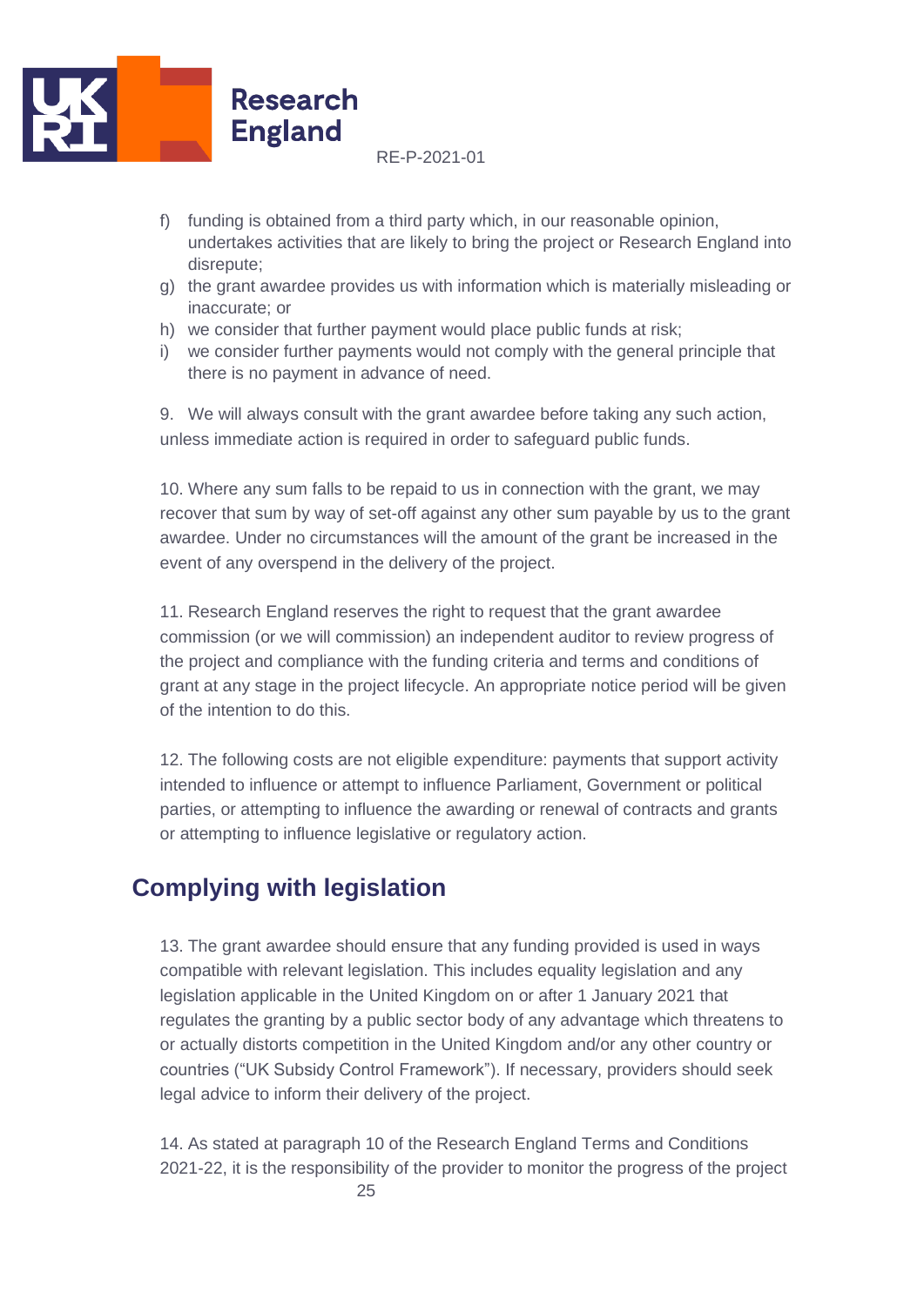f) funding is obtained from a third party which, in our reasonable opinion, undertakes activities that are likely to bring the project or Research England into disrepute;
g) the grant awardee provides us with information which is materially misleading or inaccurate; or
h) we consider that further payment would place public funds at risk;
i) we consider further payments would not comply with the general principle that there is no payment in advance of need.

9. We will always consult with the grant awardee before taking any such action, unless immediate action is required in order to safeguard public funds.

10. Where any sum falls to be repaid to us in connection with the grant, we may recover that sum by way of set-off against any other sum payable by us to the grant awardee. Under no circumstances will the amount of the grant be increased in the event of any overspend in the delivery of the project.

11. Research England reserves the right to request that the grant awardee commission (or we will commission) an independent auditor to review progress of the project and compliance with the funding criteria and terms and conditions of grant at any stage in the project lifecycle. An appropriate notice period will be given of the intention to do this.

12. The following costs are not eligible expenditure: payments that support activity intended to influence or attempt to influence Parliament, Government or political parties, or attempting to influence the awarding or renewal of contracts and grants or attempting to influence legislative or regulatory action.

## Complying with legislation

13. The grant awardee should ensure that any funding provided is used in ways compatible with relevant legislation. This includes equality legislation and any legislation applicable in the United Kingdom on or after 1 January 2021 that regulates the granting by a public sector body of any advantage which threatens to or actually distorts competition in the United Kingdom and/or any other country or countries ("UK Subsidy Control Framework"). If necessary, providers should seek legal advice to inform their delivery of the project.

14. As stated at paragraph 10 of the Research England Terms and Conditions 2021-22, it is the responsibility of the provider to monitor the progress of the project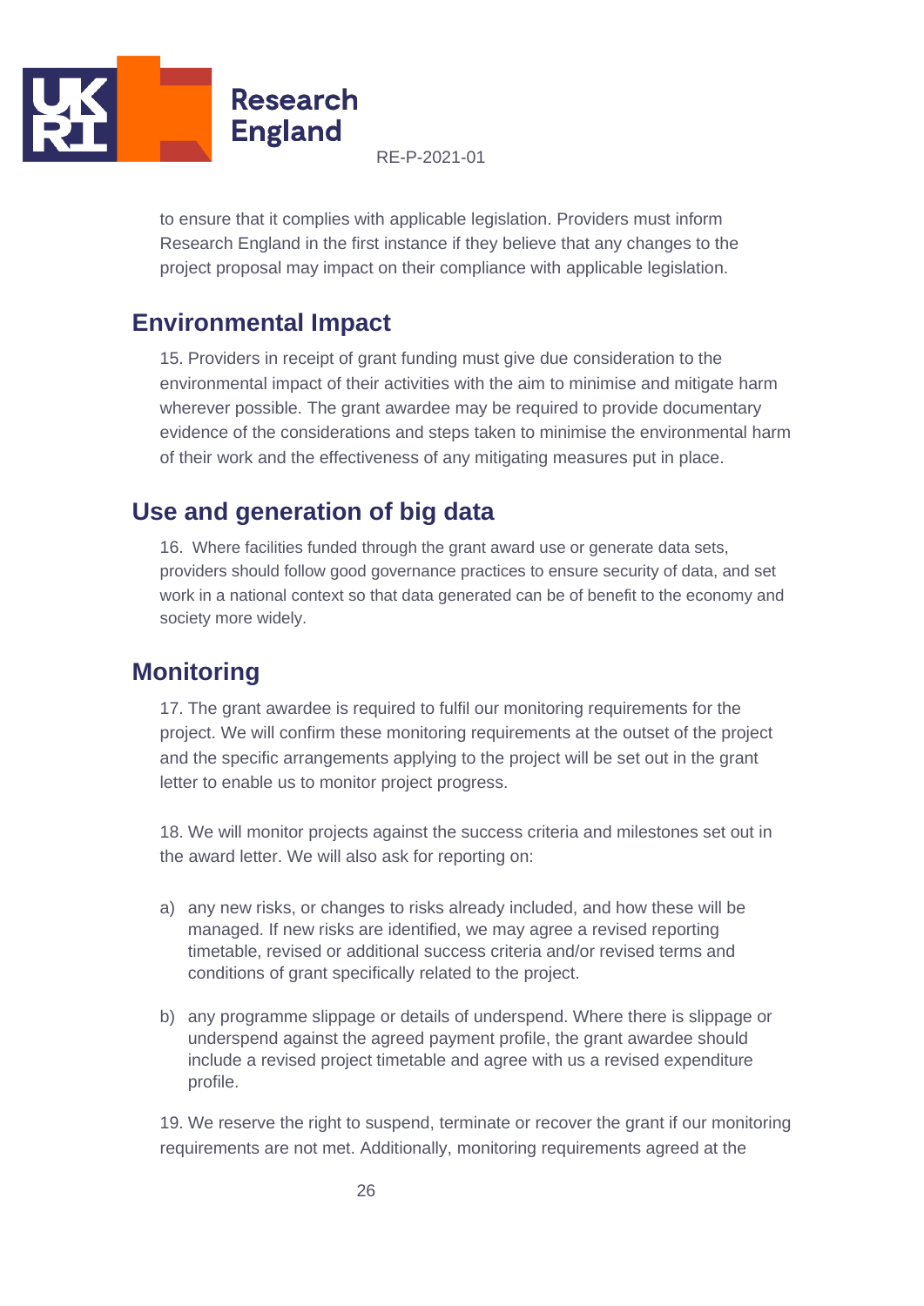to ensure that it complies with applicable legislation. Providers must inform Research England in the first instance if they believe that any changes to the project proposal may impact on their compliance with applicable legislation.

## Environmental Impact

15. Providers in receipt of grant funding must give due consideration to the environmental impact of their activities with the aim to minimise and mitigate harm wherever possible. The grant awardee may be required to provide documentary evidence of the considerations and steps taken to minimise the environmental harm of their work and the effectiveness of any mitigating measures put in place.

## Use and generation of big data

16. Where facilities funded through the grant award use or generate data sets, providers should follow good governance practices to ensure security of data, and set work in a national context so that data generated can be of benefit to the economy and society more widely.

## Monitoring

17. The grant awardee is required to fulfil our monitoring requirements for the project. We will confirm these monitoring requirements at the outset of the project and the specific arrangements applying to the project will be set out in the grant letter to enable us to monitor project progress.

18. We will monitor projects against the success criteria and milestones set out in the award letter. We will also ask for reporting on:

a) any new risks, or changes to risks already included, and how these will be managed. If new risks are identified, we may agree a revised reporting timetable, revised or additional success criteria and/or revised terms and conditions of grant specifically related to the project.

b) any programme slippage or details of underspend. Where there is slippage or underspend against the agreed payment profile, the grant awardee should include a revised project timetable and agree with us a revised expenditure profile.

19. We reserve the right to suspend, terminate or recover the grant if our monitoring requirements are not met. Additionally, monitoring requirements agreed at the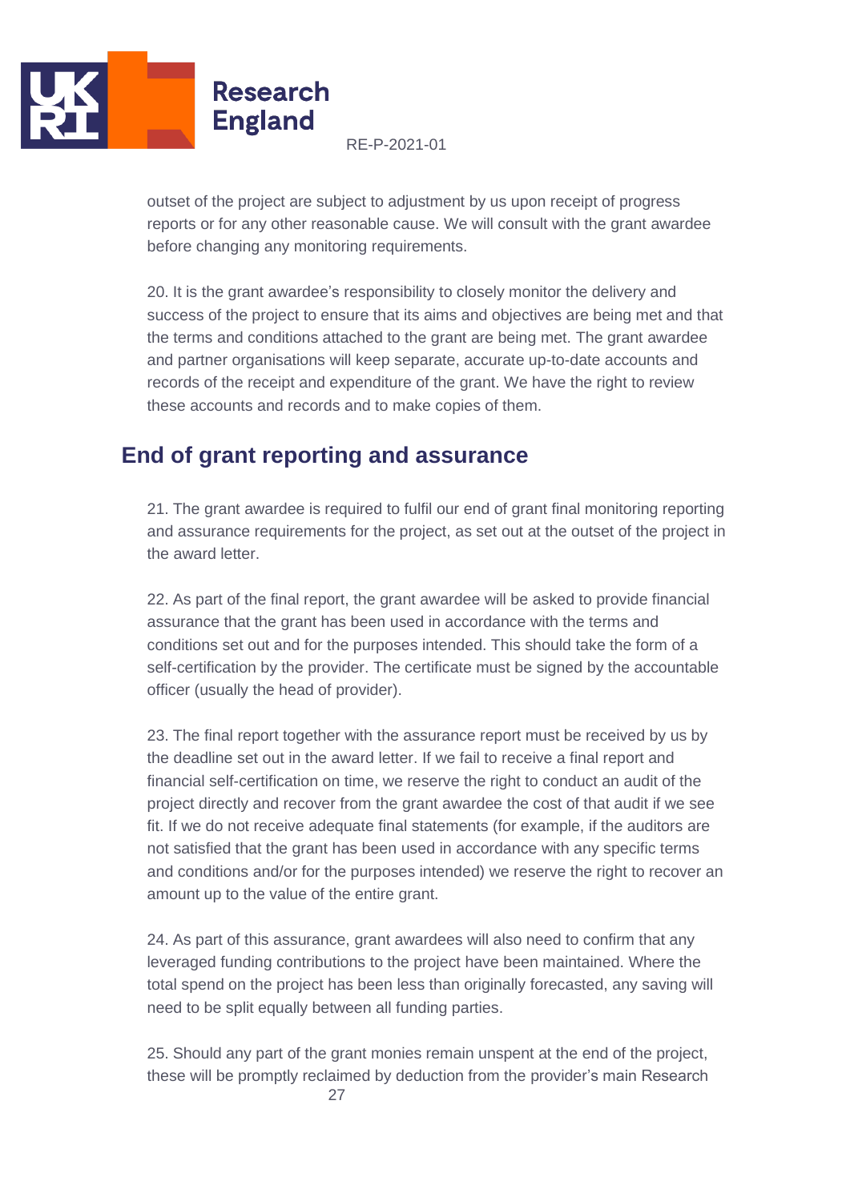outset of the project are subject to adjustment by us upon receipt of progress reports or for any other reasonable cause. We will consult with the grant awardee before changing any monitoring requirements.

20. It is the grant awardee's responsibility to closely monitor the delivery and success of the project to ensure that its aims and objectives are being met and that the terms and conditions attached to the grant are being met. The grant awardee and partner organisations will keep separate, accurate up-to-date accounts and records of the receipt and expenditure of the grant. We have the right to review these accounts and records and to make copies of them.

## End of grant reporting and assurance

21. The grant awardee is required to fulfil our end of grant final monitoring reporting and assurance requirements for the project, as set out at the outset of the project in the award letter.

22. As part of the final report, the grant awardee will be asked to provide financial assurance that the grant has been used in accordance with the terms and conditions set out and for the purposes intended. This should take the form of a self-certification by the provider. The certificate must be signed by the accountable officer (usually the head of provider).

23. The final report together with the assurance report must be received by us by the deadline set out in the award letter. If we fail to receive a final report and financial self-certification on time, we reserve the right to conduct an audit of the project directly and recover from the grant awardee the cost of that audit if we see fit. If we do not receive adequate final statements (for example, if the auditors are not satisfied that the grant has been used in accordance with any specific terms and conditions and/or for the purposes intended) we reserve the right to recover an amount up to the value of the entire grant.

24. As part of this assurance, grant awardees will also need to confirm that any leveraged funding contributions to the project have been maintained. Where the total spend on the project has been less than originally forecasted, any saving will need to be split equally between all funding parties.

25. Should any part of the grant monies remain unspent at the end of the project, these will be promptly reclaimed by deduction from the provider's main Research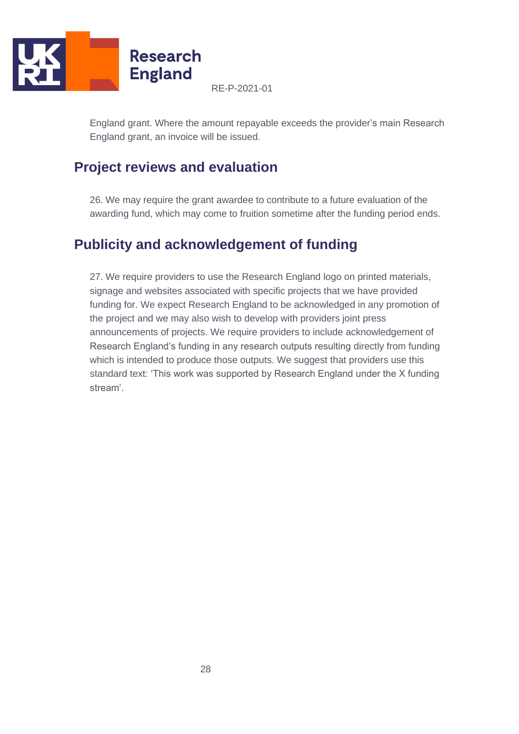England grant. Where the amount repayable exceeds the provider's main Research England grant, an invoice will be issued.

## Project reviews and evaluation

26. We may require the grant awardee to contribute to a future evaluation of the awarding fund, which may come to fruition sometime after the funding period ends.

## Publicity and acknowledgement of funding

27. We require providers to use the Research England logo on printed materials, signage and websites associated with specific projects that we have provided funding for. We expect Research England to be acknowledged in any promotion of the project and we may also wish to develop with providers joint press announcements of projects. We require providers to include acknowledgement of Research England's funding in any research outputs resulting directly from funding which is intended to produce those outputs. We suggest that providers use this standard text: 'This work was supported by Research England under the X funding stream'.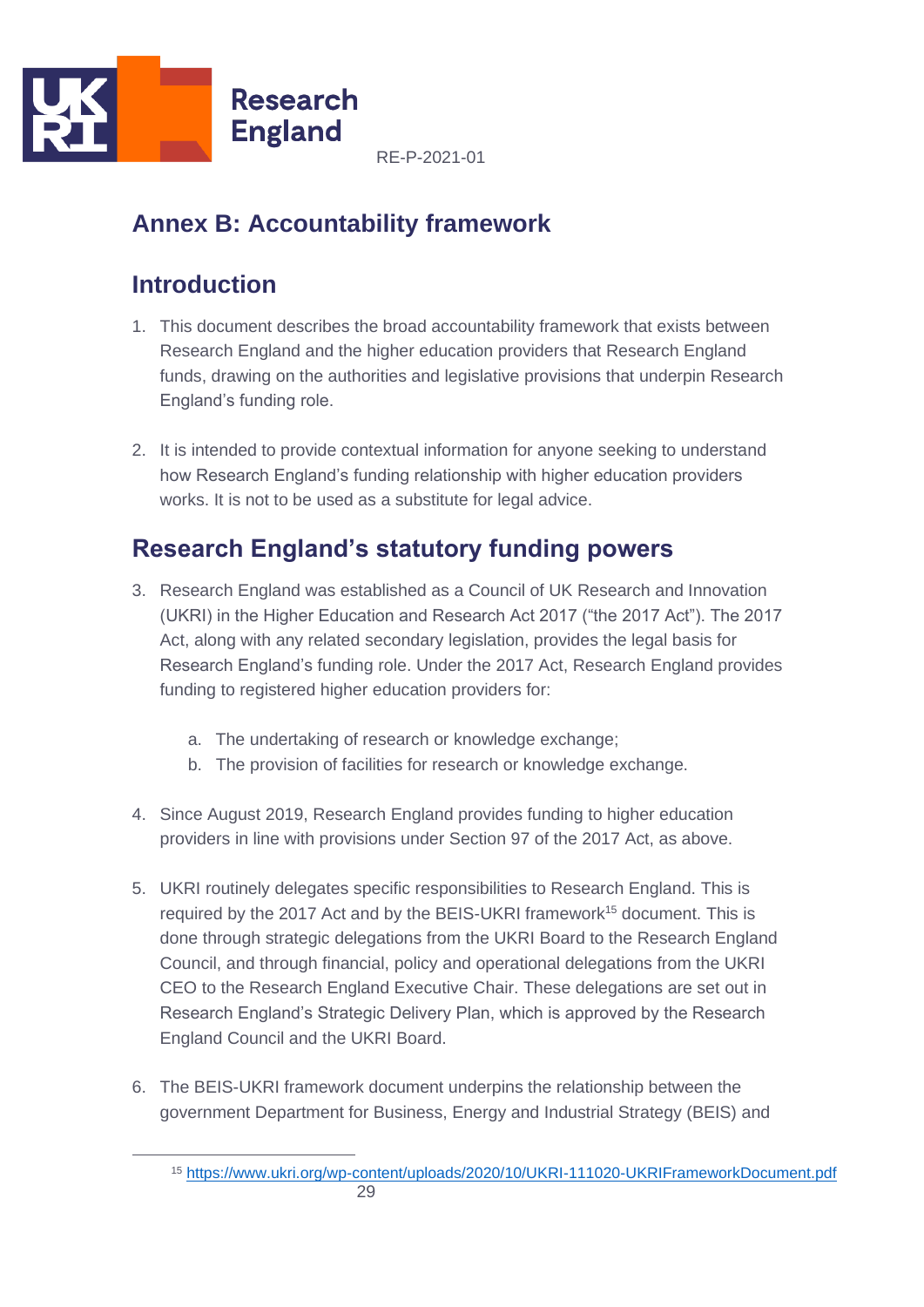RE-P-2021-01

# Annex B: Accountability framework

## Introduction

1. This document describes the broad accountability framework that exists between Research England and the higher education providers that Research England funds, drawing on the authorities and legislative provisions that underpin Research England's funding role.

2. It is intended to provide contextual information for anyone seeking to understand how Research England's funding relationship with higher education providers works. It is not to be used as a substitute for legal advice.

## Research England's statutory funding powers

3. Research England was established as a Council of UK Research and Innovation (UKRI) in the Higher Education and Research Act 2017 ("the 2017 Act"). The 2017 Act, along with any related secondary legislation, provides the legal basis for Research England's funding role. Under the 2017 Act, Research England provides funding to registered higher education providers for:

   a. The undertaking of research or knowledge exchange;
   b. The provision of facilities for research or knowledge exchange.

4. Since August 2019, Research England provides funding to higher education providers in line with provisions under Section 97 of the 2017 Act, as above.

5. UKRI routinely delegates specific responsibilities to Research England. This is required by the 2017 Act and by the BEIS-UKRI framework[15] document. This is done through strategic delegations from the UKRI Board to the Research England Council, and through financial, policy and operational delegations from the UKRI CEO to the Research England Executive Chair. These delegations are set out in Research England's Strategic Delivery Plan, which is approved by the Research England Council and the UKRI Board.

6. The BEIS-UKRI framework document underpins the relationship between the government Department for Business, Energy and Industrial Strategy (BEIS) and

[15] https://www.ukri.org/wp-content/uploads/2020/10/UKRI-111020-UKRIFrameworkDocument.pdf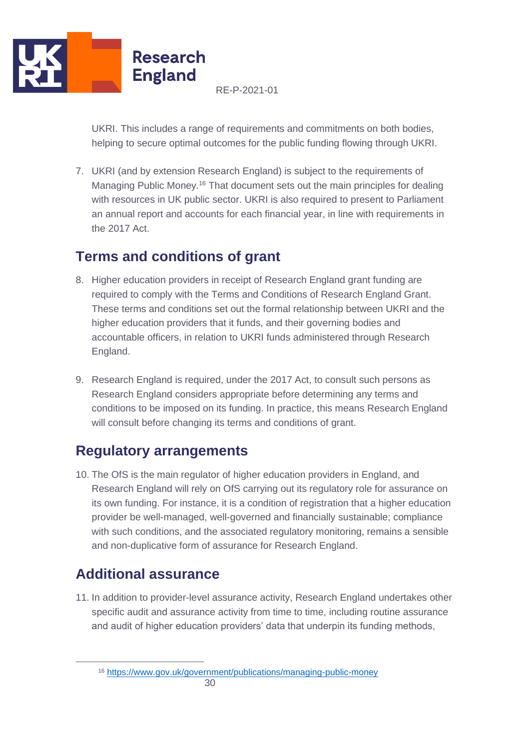UKRI. This includes a range of requirements and commitments on both bodies, helping to secure optimal outcomes for the public funding flowing through UKRI.

7. UKRI (and by extension Research England) is subject to the requirements of Managing Public Money.[16] That document sets out the main principles for dealing with resources in UK public sector. UKRI is also required to present to Parliament an annual report and accounts for each financial year, in line with requirements in the 2017 Act.

## Terms and conditions of grant

8. Higher education providers in receipt of Research England grant funding are required to comply with the Terms and Conditions of Research England Grant. These terms and conditions set out the formal relationship between UKRI and the higher education providers that it funds, and their governing bodies and accountable officers, in relation to UKRI funds administered through Research England.

9. Research England is required, under the 2017 Act, to consult such persons as Research England considers appropriate before determining any terms and conditions to be imposed on its funding. In practice, this means Research England will consult before changing its terms and conditions of grant.

## Regulatory arrangements

10. The OfS is the main regulator of higher education providers in England, and Research England will rely on OfS carrying out its regulatory role for assurance on its own funding. For instance, it is a condition of registration that a higher education provider be well-managed, well-governed and financially sustainable; compliance with such conditions, and the associated regulatory monitoring, remains a sensible and non-duplicative form of assurance for Research England.

## Additional assurance

11. In addition to provider-level assurance activity, Research England undertakes other specific audit and assurance activity from time to time, including routine assurance and audit of higher education providers' data that underpin its funding methods,

[16] https://www.gov.uk/government/publications/managing-public-money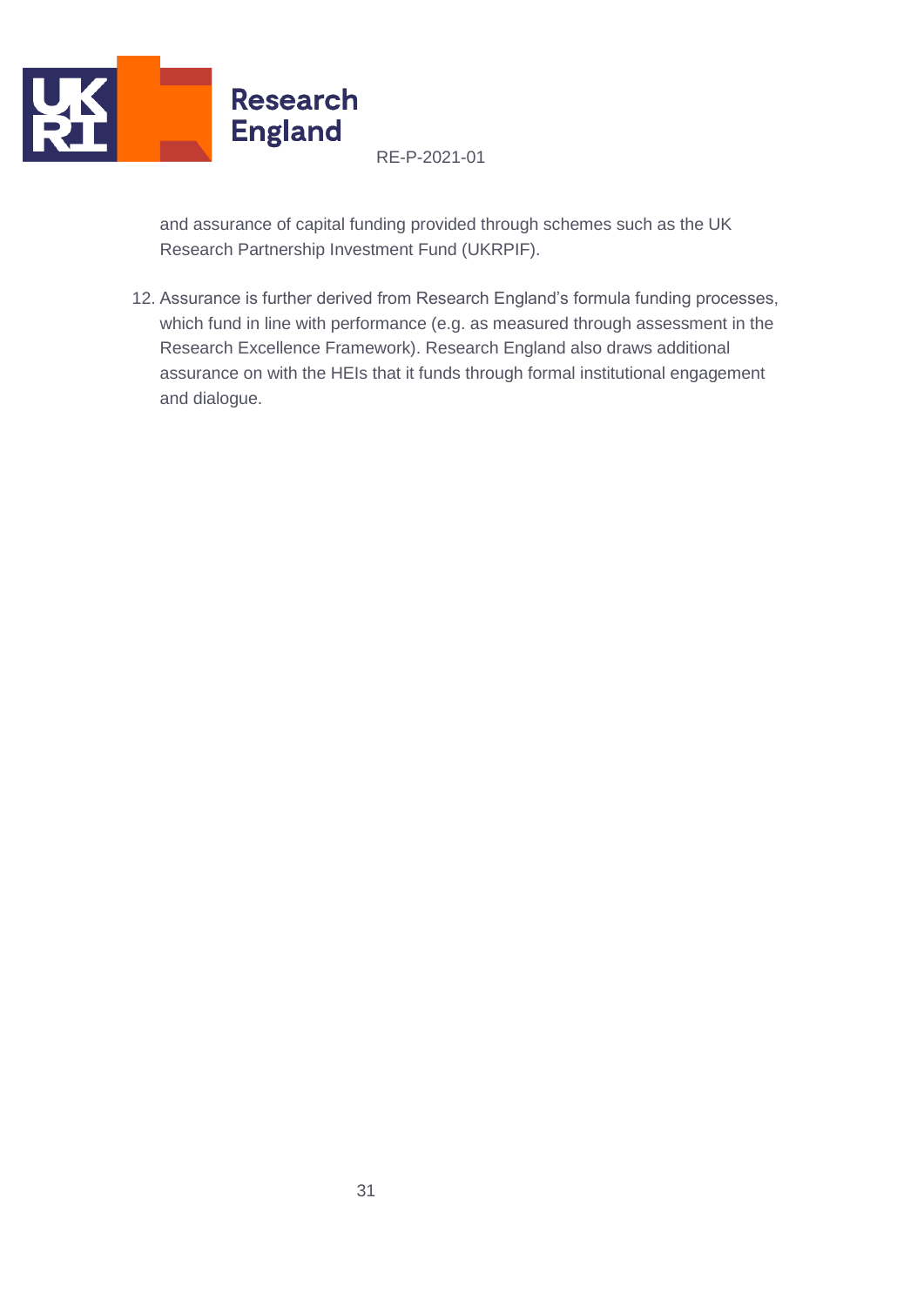and assurance of capital funding provided through schemes such as the UK Research Partnership Investment Fund (UKRPIF).

12. Assurance is further derived from Research England's formula funding processes, which fund in line with performance (e.g. as measured through assessment in the Research Excellence Framework). Research England also draws additional assurance on with the HEIs that it funds through formal institutional engagement and dialogue.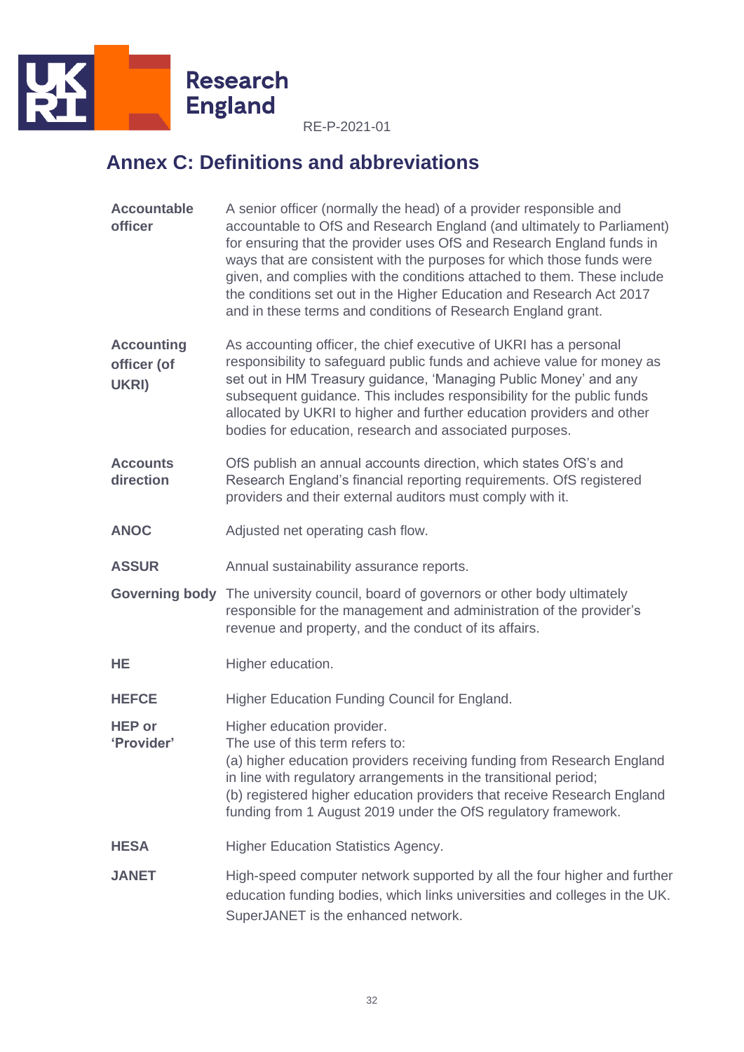RE-P-2021-01

# Annex C: Definitions and abbreviations

| | |
|---|---|
| **Accountable officer** | A senior officer (normally the head) of a provider responsible and accountable to OfS and Research England (and ultimately to Parliament) for ensuring that the provider uses OfS and Research England funds in ways that are consistent with the purposes for which those funds were given, and complies with the conditions attached to them. These include the conditions set out in the Higher Education and Research Act 2017 and in these terms and conditions of Research England grant. |
| **Accounting officer (of UKRI)** | As accounting officer, the chief executive of UKRI has a personal responsibility to safeguard public funds and achieve value for money as set out in HM Treasury guidance, 'Managing Public Money' and any subsequent guidance. This includes responsibility for the public funds allocated by UKRI to higher and further education providers and other bodies for education, research and associated purposes. |
| **Accounts direction** | OfS publish an annual accounts direction, which states OfS's and Research England's financial reporting requirements. OfS registered providers and their external auditors must comply with it. |
| **ANOC** | Adjusted net operating cash flow. |
| **ASSUR** | Annual sustainability assurance reports. |
| **Governing body** | The university council, board of governors or other body ultimately responsible for the management and administration of the provider's revenue and property, and the conduct of its affairs. |
| **HE** | Higher education. |
| **HEFCE** | Higher Education Funding Council for England. |
| **HEP or 'Provider'** | Higher education provider.<br>The use of this term refers to:<br>(a) higher education providers receiving funding from Research England in line with regulatory arrangements in the transitional period;<br>(b) registered higher education providers that receive Research England funding from 1 August 2019 under the OfS regulatory framework. |
| **HESA** | Higher Education Statistics Agency. |
| **JANET** | High-speed computer network supported by all the four higher and further education funding bodies, which links universities and colleges in the UK. SuperJANET is the enhanced network. |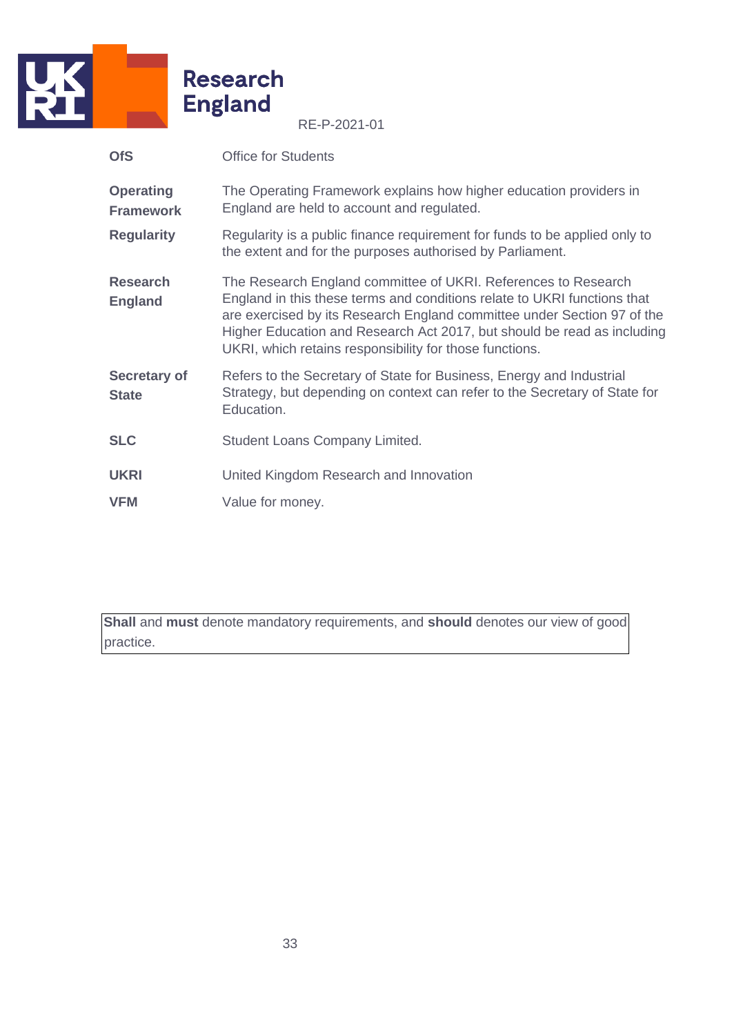| | |
|---|---|
| **OfS** | Office for Students |
| **Operating Framework** | The Operating Framework explains how higher education providers in England are held to account and regulated. |
| **Regularity** | Regularity is a public finance requirement for funds to be applied only to the extent and for the purposes authorised by Parliament. |
| **Research England** | The Research England committee of UKRI. References to Research England in this these terms and conditions relate to UKRI functions that are exercised by its Research England committee under Section 97 of the Higher Education and Research Act 2017, but should be read as including UKRI, which retains responsibility for those functions. |
| **Secretary of State** | Refers to the Secretary of State for Business, Energy and Industrial Strategy, but depending on context can refer to the Secretary of State for Education. |
| **SLC** | Student Loans Company Limited. |
| **UKRI** | United Kingdom Research and Innovation |
| **VFM** | Value for money. |

**Shall** and **must** denote mandatory requirements, and **should** denotes our view of good practice.